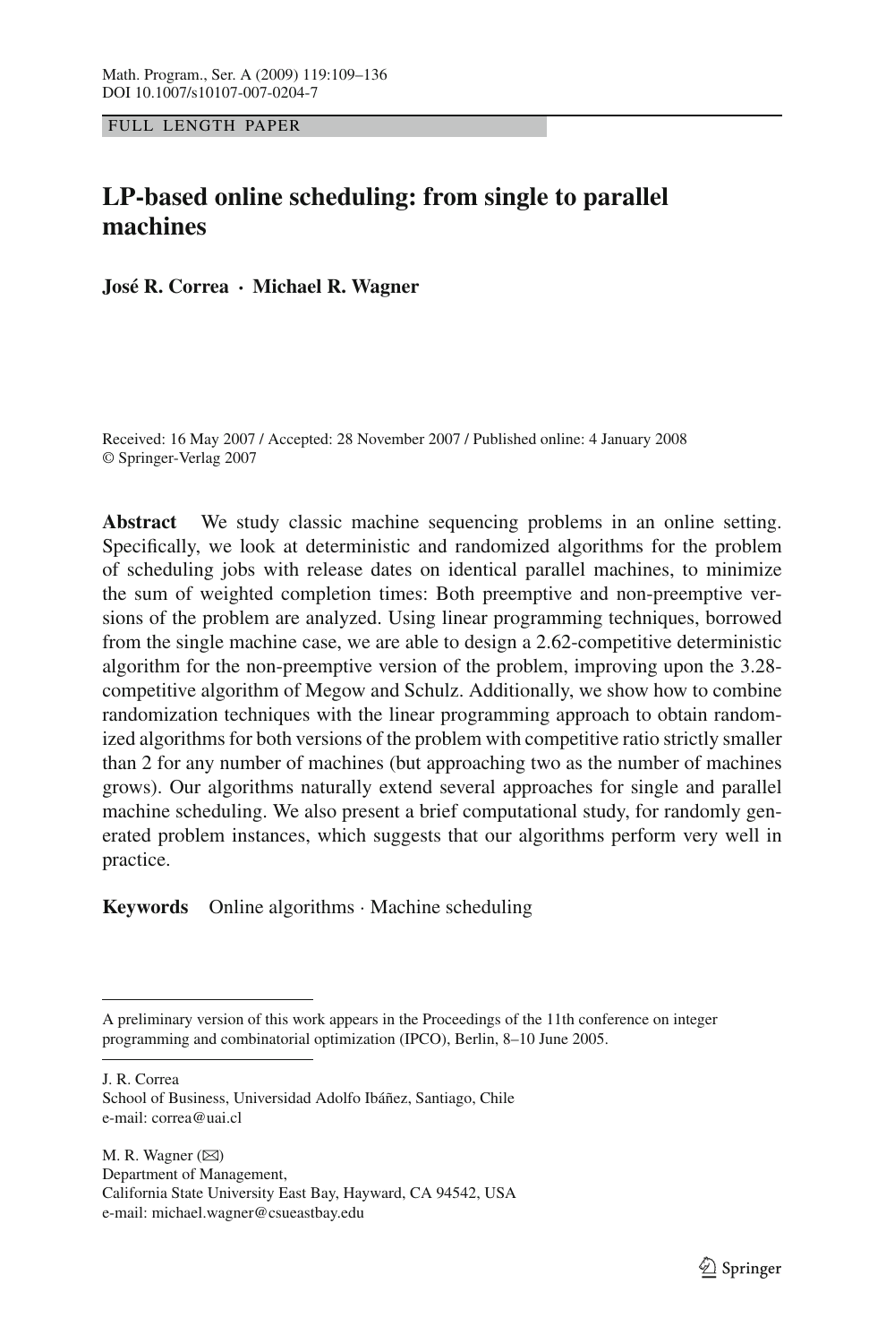FULL LENGTH PAPER

# LP-based online scheduling: from single to parallel machines

**José R. Correa · Michael R. Wagner**

Received: 16 May 2007 / Accepted: 28 November 2007 / Published online: 4 January 2008
© Springer-Verlag 2007

**Abstract** We study classic machine sequencing problems in an online setting. Specifically, we look at deterministic and randomized algorithms for the problem of scheduling jobs with release dates on identical parallel machines, to minimize the sum of weighted completion times: Both preemptive and non-preemptive versions of the problem are analyzed. Using linear programming techniques, borrowed from the single machine case, we are able to design a 2.62-competitive deterministic algorithm for the non-preemptive version of the problem, improving upon the 3.28-competitive algorithm of Megow and Schulz. Additionally, we show how to combine randomization techniques with the linear programming approach to obtain randomized algorithms for both versions of the problem with competitive ratio strictly smaller than 2 for any number of machines (but approaching two as the number of machines grows). Our algorithms naturally extend several approaches for single and parallel machine scheduling. We also present a brief computational study, for randomly generated problem instances, which suggests that our algorithms perform very well in practice.

**Keywords** Online algorithms · Machine scheduling

---

A preliminary version of this work appears in the Proceedings of the 11th conference on integer programming and combinatorial optimization (IPCO), Berlin, 8–10 June 2005.

---

J. R. Correa
School of Business, Universidad Adolfo Ibáñez, Santiago, Chile
e-mail: correa@uai.cl

M. R. Wagner (✉)
Department of Management,
California State University East Bay, Hayward, CA 94542, USA
e-mail: michael.wagner@csueastbay.edu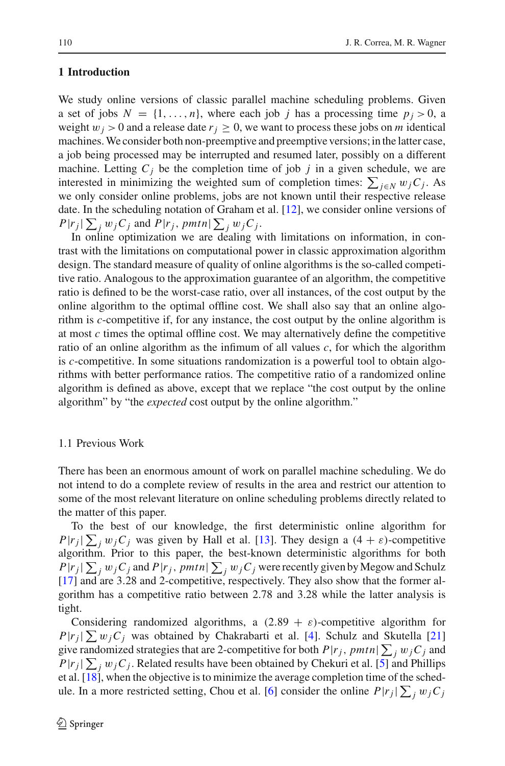## 1 Introduction

We study online versions of classic parallel machine scheduling problems. Given a set of jobs $N = \{1, \ldots, n\}$, where each job $j$ has a processing time $p_j > 0$, a weight $w_j > 0$ and a release date $r_j \geq 0$, we want to process these jobs on $m$ identical machines. We consider both non-preemptive and preemptive versions; in the latter case, a job being processed may be interrupted and resumed later, possibly on a different machine. Letting $C_j$ be the completion time of job $j$ in a given schedule, we are interested in minimizing the weighted sum of completion times: $\sum_{j \in N} w_j C_j$. As we only consider online problems, jobs are not known until their respective release date. In the scheduling notation of Graham et al. [12], we consider online versions of $P|r_j|\sum_j w_j C_j$ and $P|r_j, pmtn|\sum_j w_j C_j$.

In online optimization we are dealing with limitations on information, in contrast with the limitations on computational power in classic approximation algorithm design. The standard measure of quality of online algorithms is the so-called competitive ratio. Analogous to the approximation guarantee of an algorithm, the competitive ratio is defined to be the worst-case ratio, over all instances, of the cost output by the online algorithm to the optimal offline cost. We shall also say that an online algorithm is $c$-competitive if, for any instance, the cost output by the online algorithm is at most $c$ times the optimal offline cost. We may alternatively define the competitive ratio of an online algorithm as the infimum of all values $c$, for which the algorithm is $c$-competitive. In some situations randomization is a powerful tool to obtain algorithms with better performance ratios. The competitive ratio of a randomized online algorithm is defined as above, except that we replace "the cost output by the online algorithm" by "the *expected* cost output by the online algorithm."

### 1.1 Previous Work

There has been an enormous amount of work on parallel machine scheduling. We do not intend to do a complete review of results in the area and restrict our attention to some of the most relevant literature on online scheduling problems directly related to the matter of this paper.

To the best of our knowledge, the first deterministic online algorithm for $P|r_j|\sum_j w_j C_j$ was given by Hall et al. [13]. They design a $(4 + \varepsilon)$-competitive algorithm. Prior to this paper, the best-known deterministic algorithms for both $P|r_j|\sum_j w_j C_j$ and $P|r_j, pmtn|\sum_j w_j C_j$ were recently given by Megow and Schulz [17] and are 3.28 and 2-competitive, respectively. They also show that the former algorithm has a competitive ratio between 2.78 and 3.28 while the latter analysis is tight.

Considering randomized algorithms, a $(2.89 + \varepsilon)$-competitive algorithm for $P|r_j|\sum w_j C_j$ was obtained by Chakrabarti et al. [4]. Schulz and Skutella [21] give randomized strategies that are 2-competitive for both $P|r_j, pmtn|\sum_j w_j C_j$ and $P|r_j|\sum_j w_j C_j$. Related results have been obtained by Chekuri et al. [5] and Phillips et al. [18], when the objective is to minimize the average completion time of the schedule. In a more restricted setting, Chou et al. [6] consider the online $P|r_j|\sum_j w_j C_j$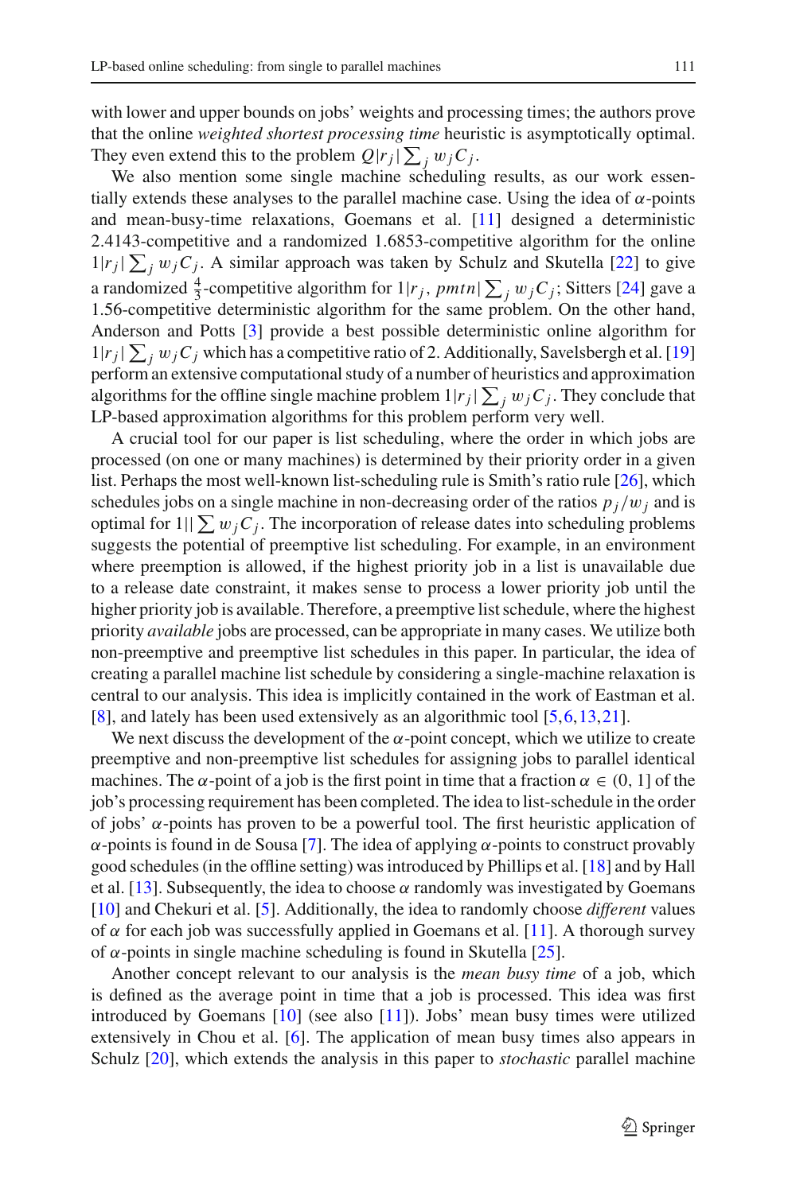with lower and upper bounds on jobs' weights and processing times; the authors prove that the online *weighted shortest processing time* heuristic is asymptotically optimal. They even extend this to the problem $Q|r_j|\sum_j w_j C_j$.

We also mention some single machine scheduling results, as our work essentially extends these analyses to the parallel machine case. Using the idea of $\alpha$-points and mean-busy-time relaxations, Goemans et al. [11] designed a deterministic 2.4143-competitive and a randomized 1.6853-competitive algorithm for the online $1|r_j|\sum_j w_j C_j$. A similar approach was taken by Schulz and Skutella [22] to give a randomized $\frac{4}{3}$-competitive algorithm for $1|r_j, pmtn|\sum_j w_j C_j$; Sitters [24] gave a 1.56-competitive deterministic algorithm for the same problem. On the other hand, Anderson and Potts [3] provide a best possible deterministic online algorithm for $1|r_j|\sum_j w_j C_j$ which has a competitive ratio of 2. Additionally, Savelsbergh et al. [19] perform an extensive computational study of a number of heuristics and approximation algorithms for the offline single machine problem $1|r_j|\sum_j w_j C_j$. They conclude that LP-based approximation algorithms for this problem perform very well.

A crucial tool for our paper is list scheduling, where the order in which jobs are processed (on one or many machines) is determined by their priority order in a given list. Perhaps the most well-known list-scheduling rule is Smith's ratio rule [26], which schedules jobs on a single machine in non-decreasing order of the ratios $p_j/w_j$ and is optimal for $1||\sum w_j C_j$. The incorporation of release dates into scheduling problems suggests the potential of preemptive list scheduling. For example, in an environment where preemption is allowed, if the highest priority job in a list is unavailable due to a release date constraint, it makes sense to process a lower priority job until the higher priority job is available. Therefore, a preemptive list schedule, where the highest priority *available* jobs are processed, can be appropriate in many cases. We utilize both non-preemptive and preemptive list schedules in this paper. In particular, the idea of creating a parallel machine list schedule by considering a single-machine relaxation is central to our analysis. This idea is implicitly contained in the work of Eastman et al. [8], and lately has been used extensively as an algorithmic tool [5,6,13,21].

We next discuss the development of the $\alpha$-point concept, which we utilize to create preemptive and non-preemptive list schedules for assigning jobs to parallel identical machines. The $\alpha$-point of a job is the first point in time that a fraction $\alpha \in (0, 1]$ of the job's processing requirement has been completed. The idea to list-schedule in the order of jobs' $\alpha$-points has proven to be a powerful tool. The first heuristic application of $\alpha$-points is found in de Sousa [7]. The idea of applying $\alpha$-points to construct provably good schedules (in the offline setting) was introduced by Phillips et al. [18] and by Hall et al. [13]. Subsequently, the idea to choose $\alpha$ randomly was investigated by Goemans [10] and Chekuri et al. [5]. Additionally, the idea to randomly choose *different* values of $\alpha$ for each job was successfully applied in Goemans et al. [11]. A thorough survey of $\alpha$-points in single machine scheduling is found in Skutella [25].

Another concept relevant to our analysis is the *mean busy time* of a job, which is defined as the average point in time that a job is processed. This idea was first introduced by Goemans [10] (see also [11]). Jobs' mean busy times were utilized extensively in Chou et al. [6]. The application of mean busy times also appears in Schulz [20], which extends the analysis in this paper to *stochastic* parallel machine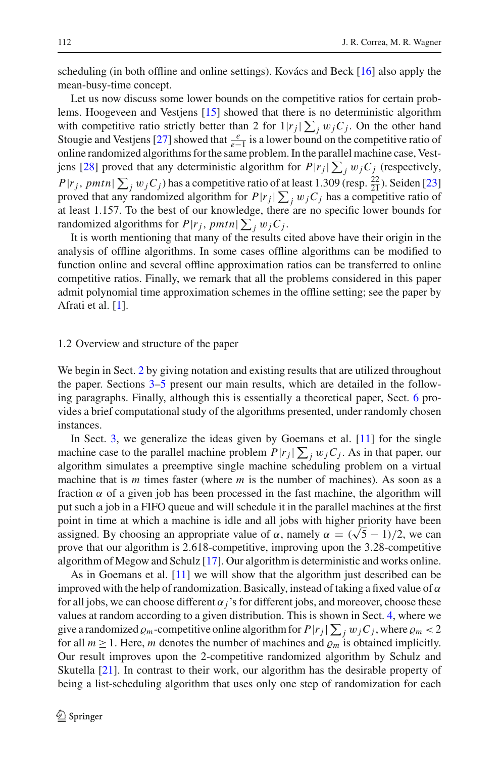scheduling (in both offline and online settings). Kovács and Beck [16] also apply the mean-busy-time concept.

Let us now discuss some lower bounds on the competitive ratios for certain problems. Hoogeveen and Vestjens [15] showed that there is no deterministic algorithm with competitive ratio strictly better than 2 for $1|r_j|\sum_j w_j C_j$. On the other hand Stougie and Vestjens [27] showed that $\frac{e}{e-1}$ is a lower bound on the competitive ratio of online randomized algorithms for the same problem. In the parallel machine case, Vestjens [28] proved that any deterministic algorithm for $P|r_j|\sum_j w_j C_j$ (respectively, $P|r_j, pmtn|\sum_j w_j C_j$) has a competitive ratio of at least 1.309 (resp. $\frac{22}{21}$). Seiden [23] proved that any randomized algorithm for $P|r_j|\sum_j w_j C_j$ has a competitive ratio of at least 1.157. To the best of our knowledge, there are no specific lower bounds for randomized algorithms for $P|r_j, pmtn|\sum_j w_j C_j$.

It is worth mentioning that many of the results cited above have their origin in the analysis of offline algorithms. In some cases offline algorithms can be modified to function online and several offline approximation ratios can be transferred to online competitive ratios. Finally, we remark that all the problems considered in this paper admit polynomial time approximation schemes in the offline setting; see the paper by Afrati et al. [1].

### 1.2 Overview and structure of the paper

We begin in Sect. 2 by giving notation and existing results that are utilized throughout the paper. Sections 3–5 present our main results, which are detailed in the following paragraphs. Finally, although this is essentially a theoretical paper, Sect. 6 provides a brief computational study of the algorithms presented, under randomly chosen instances.

In Sect. 3, we generalize the ideas given by Goemans et al. [11] for the single machine case to the parallel machine problem $P|r_j|\sum_j w_j C_j$. As in that paper, our algorithm simulates a preemptive single machine scheduling problem on a virtual machine that is $m$ times faster (where $m$ is the number of machines). As soon as a fraction $\alpha$ of a given job has been processed in the fast machine, the algorithm will put such a job in a FIFO queue and will schedule it in the parallel machines at the first point in time at which a machine is idle and all jobs with higher priority have been assigned. By choosing an appropriate value of $\alpha$, namely $\alpha = (\sqrt{5}-1)/2$, we can prove that our algorithm is 2.618-competitive, improving upon the 3.28-competitive algorithm of Megow and Schulz [17]. Our algorithm is deterministic and works online.

As in Goemans et al. [11] we will show that the algorithm just described can be improved with the help of randomization. Basically, instead of taking a fixed value of $\alpha$ for all jobs, we can choose different $\alpha_j$'s for different jobs, and moreover, choose these values at random according to a given distribution. This is shown in Sect. 4, where we give a randomized $\varrho_m$-competitive online algorithm for $P|r_j|\sum_j w_j C_j$, where $\varrho_m < 2$ for all $m \geq 1$. Here, $m$ denotes the number of machines and $\varrho_m$ is obtained implicitly. Our result improves upon the 2-competitive randomized algorithm by Schulz and Skutella [21]. In contrast to their work, our algorithm has the desirable property of being a list-scheduling algorithm that uses only one step of randomization for each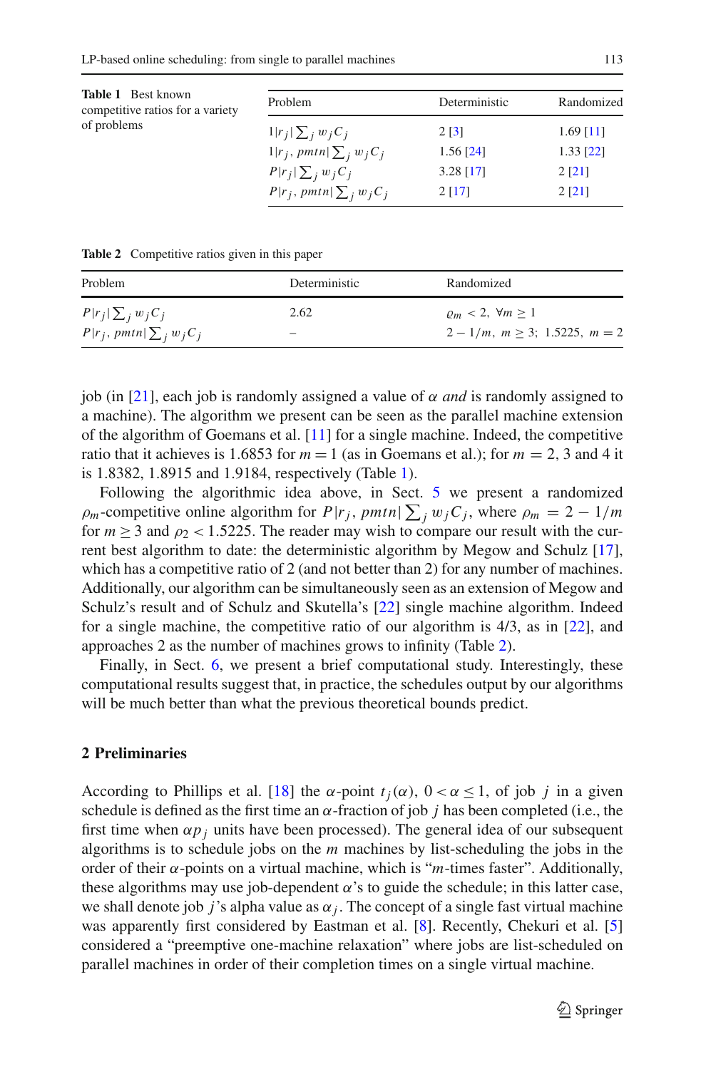**Table 1** Best known competitive ratios for a variety of problems

| Problem | Deterministic | Randomized |
|---|---|---|
| $1\|r_j\|\sum_j w_j C_j$ | 2 [3] | 1.69 [11] |
| $1\|r_j, pmtn\|\sum_j w_j C_j$ | 1.56 [24] | 1.33 [22] |
| $P\|r_j\|\sum_j w_j C_j$ | 3.28 [17] | 2 [21] |
| $P\|r_j, pmtn\|\sum_j w_j C_j$ | 2 [17] | 2 [21] |

**Table 2** Competitive ratios given in this paper

| Problem | Deterministic | Randomized |
|---|---|---|
| $P\|r_j\|\sum_j w_j C_j$ | 2.62 | $\varrho_m < 2, \ \forall m \geq 1$ |
| $P\|r_j, pmtn\|\sum_j w_j C_j$ | – | $2 - 1/m, \ m \geq 3; \ 1.5225, \ m = 2$ |

job (in [21], each job is randomly assigned a value of $\alpha$ *and* is randomly assigned to a machine). The algorithm we present can be seen as the parallel machine extension of the algorithm of Goemans et al. [11] for a single machine. Indeed, the competitive ratio that it achieves is 1.6853 for $m = 1$ (as in Goemans et al.); for $m = 2$, 3 and 4 it is 1.8382, 1.8915 and 1.9184, respectively (Table 1).

Following the algorithmic idea above, in Sect. 5 we present a randomized $\rho_m$-competitive online algorithm for $P|r_j, pmtn|\sum_j w_j C_j$, where $\rho_m = 2 - 1/m$ for $m \geq 3$ and $\rho_2 < 1.5225$. The reader may wish to compare our result with the current best algorithm to date: the deterministic algorithm by Megow and Schulz [17], which has a competitive ratio of 2 (and not better than 2) for any number of machines. Additionally, our algorithm can be simultaneously seen as an extension of Megow and Schulz's result and of Schulz and Skutella's [22] single machine algorithm. Indeed for a single machine, the competitive ratio of our algorithm is 4/3, as in [22], and approaches 2 as the number of machines grows to infinity (Table 2).

Finally, in Sect. 6, we present a brief computational study. Interestingly, these computational results suggest that, in practice, the schedules output by our algorithms will be much better than what the previous theoretical bounds predict.

## 2 Preliminaries

According to Phillips et al. [18] the $\alpha$-point $t_j(\alpha)$, $0 < \alpha \leq 1$, of job $j$ in a given schedule is defined as the first time an $\alpha$-fraction of job $j$ has been completed (i.e., the first time when $\alpha p_j$ units have been processed). The general idea of our subsequent algorithms is to schedule jobs on the $m$ machines by list-scheduling the jobs in the order of their $\alpha$-points on a virtual machine, which is "$m$-times faster". Additionally, these algorithms may use job-dependent $\alpha$'s to guide the schedule; in this latter case, we shall denote job $j$'s alpha value as $\alpha_j$. The concept of a single fast virtual machine was apparently first considered by Eastman et al. [8]. Recently, Chekuri et al. [5] considered a "preemptive one-machine relaxation" where jobs are list-scheduled on parallel machines in order of their completion times on a single virtual machine.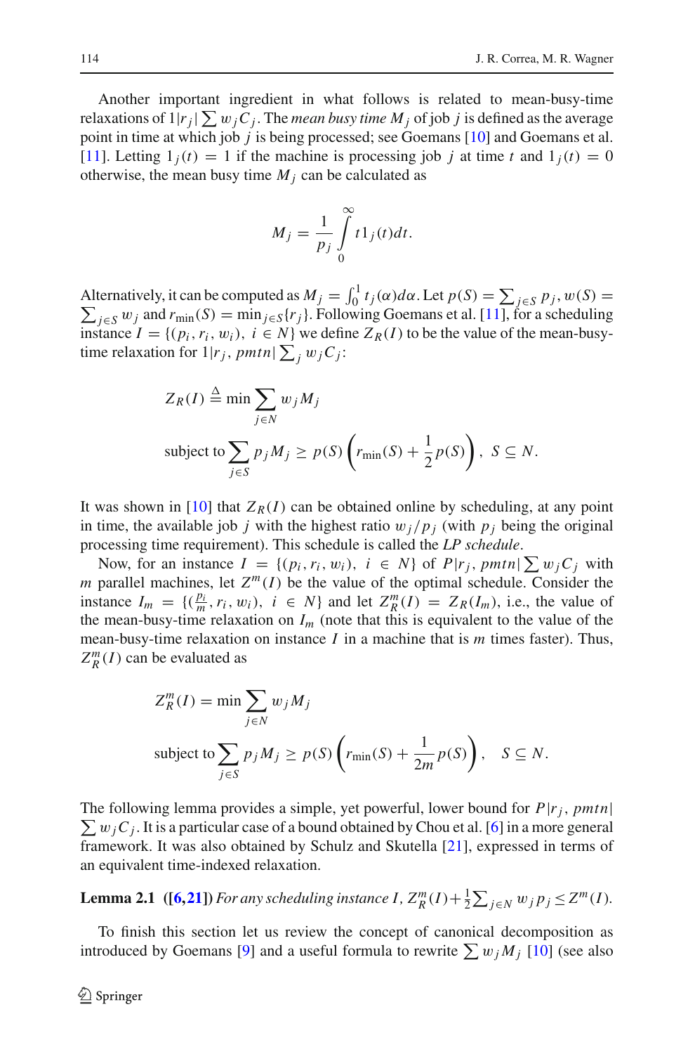Another important ingredient in what follows is related to mean-busy-time relaxations of $1|r_j|\sum w_j C_j$. The *mean busy time* $M_j$ of job $j$ is defined as the average point in time at which job $j$ is being processed; see Goemans [10] and Goemans et al. [11]. Letting $1_j(t) = 1$ if the machine is processing job $j$ at time $t$ and $1_j(t) = 0$ otherwise, the mean busy time $M_j$ can be calculated as

$$M_j = \frac{1}{p_j} \int_0^\infty t 1_j(t) dt.$$

Alternatively, it can be computed as $M_j = \int_0^1 t_j(\alpha) d\alpha$. Let $p(S) = \sum_{j \in S} p_j$, $w(S) = \sum_{j \in S} w_j$ and $r_{\min}(S) = \min_{j \in S}\{r_j\}$. Following Goemans et al. [11], for a scheduling instance $I = \{(p_i, r_i, w_i),\ i \in N\}$ we define $Z_R(I)$ to be the value of the mean-busy-time relaxation for $1|r_j, pmtn|\sum_j w_j C_j$:

$$\begin{aligned}
Z_R(I) &\triangleq \min \sum_{j \in N} w_j M_j \\
&\text{subject to} \sum_{j \in S} p_j M_j \geq p(S)\left(r_{\min}(S) + \frac{1}{2} p(S)\right), \quad S \subseteq N.
\end{aligned}$$

It was shown in [10] that $Z_R(I)$ can be obtained online by scheduling, at any point in time, the available job $j$ with the highest ratio $w_j/p_j$ (with $p_j$ being the original processing time requirement). This schedule is called the *LP schedule*.

Now, for an instance $I = \{(p_i, r_i, w_i),\ i \in N\}$ of $P|r_j, pmtn|\sum w_j C_j$ with $m$ parallel machines, let $Z^m(I)$ be the value of the optimal schedule. Consider the instance $I_m = \{(\frac{p_i}{m}, r_i, w_i),\ i \in N\}$ and let $Z_R^m(I) = Z_R(I_m)$, i.e., the value of the mean-busy-time relaxation on $I_m$ (note that this is equivalent to the value of the mean-busy-time relaxation on instance $I$ in a machine that is $m$ times faster). Thus, $Z_R^m(I)$ can be evaluated as

$$\begin{aligned}
Z_R^m(I) &= \min \sum_{j \in N} w_j M_j \\
&\text{subject to} \sum_{j \in S} p_j M_j \geq p(S)\left(r_{\min}(S) + \frac{1}{2m} p(S)\right), \quad S \subseteq N.
\end{aligned}$$

The following lemma provides a simple, yet powerful, lower bound for $P|r_j, pmtn|\sum w_j C_j$. It is a particular case of a bound obtained by Chou et al. [6] in a more general framework. It was also obtained by Schulz and Skutella [21], expressed in terms of an equivalent time-indexed relaxation.

**Lemma 2.1** **([6,21])** *For any scheduling instance $I$, $Z_R^m(I) + \frac{1}{2}\sum_{j \in N} w_j p_j \leq Z^m(I)$.*

To finish this section let us review the concept of canonical decomposition as introduced by Goemans [9] and a useful formula to rewrite $\sum w_j M_j$ [10] (see also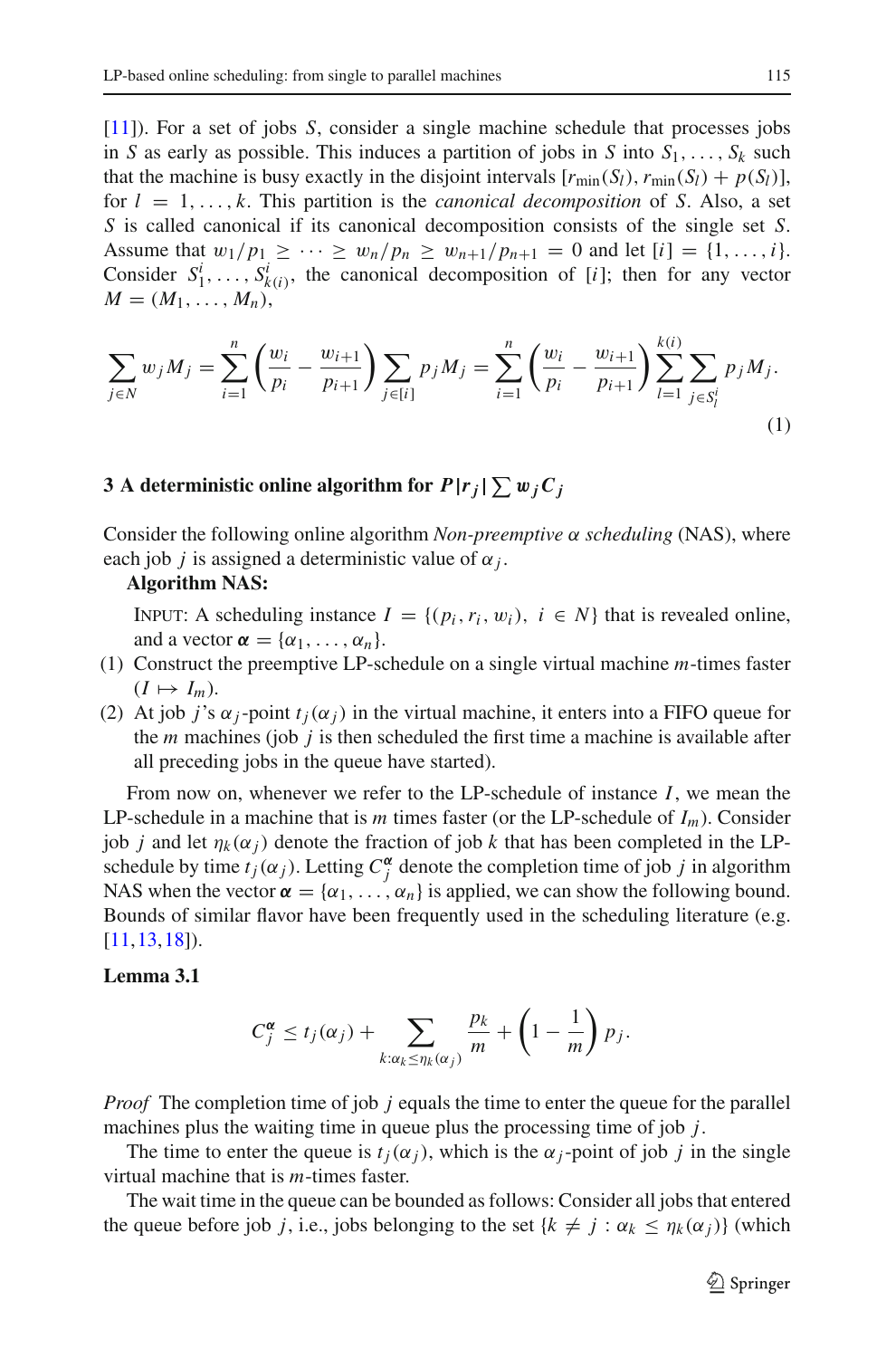[11]). For a set of jobs $S$, consider a single machine schedule that processes jobs in $S$ as early as possible. This induces a partition of jobs in $S$ into $S_1, \ldots, S_k$ such that the machine is busy exactly in the disjoint intervals $[r_{\min}(S_l), r_{\min}(S_l) + p(S_l)]$, for $l = 1, \ldots, k$. This partition is the *canonical decomposition* of $S$. Also, a set $S$ is called canonical if its canonical decomposition consists of the single set $S$. Assume that $w_1/p_1 \geq \cdots \geq w_n/p_n \geq w_{n+1}/p_{n+1} = 0$ and let $[i] = \{1, \ldots, i\}$. Consider $S_1^i, \ldots, S_{k(i)}^i$, the canonical decomposition of $[i]$; then for any vector $M = (M_1, \ldots, M_n)$,

$$\sum_{j \in N} w_j M_j = \sum_{i=1}^{n} \left( \frac{w_i}{p_i} - \frac{w_{i+1}}{p_{i+1}} \right) \sum_{j \in [i]} p_j M_j = \sum_{i=1}^{n} \left( \frac{w_i}{p_i} - \frac{w_{i+1}}{p_{i+1}} \right) \sum_{l=1}^{k(i)} \sum_{j \in S_l^i} p_j M_j. \tag{1}$$

## 3 A deterministic online algorithm for $P|r_j|\sum w_j C_j$

Consider the following online algorithm *Non-preemptive $\alpha$ scheduling* (NAS), where each job $j$ is assigned a deterministic value of $\alpha_j$.

**Algorithm NAS:**

INPUT: A scheduling instance $I = \{(p_i, r_i, w_i),\ i \in N\}$ that is revealed online, and a vector $\boldsymbol{\alpha} = \{\alpha_1, \ldots, \alpha_n\}$.

(1) Construct the preemptive LP-schedule on a single virtual machine $m$-times faster ($I \mapsto I_m$).

(2) At job $j$'s $\alpha_j$-point $t_j(\alpha_j)$ in the virtual machine, it enters into a FIFO queue for the $m$ machines (job $j$ is then scheduled the first time a machine is available after all preceding jobs in the queue have started).

From now on, whenever we refer to the LP-schedule of instance $I$, we mean the LP-schedule in a machine that is $m$ times faster (or the LP-schedule of $I_m$). Consider job $j$ and let $\eta_k(\alpha_j)$ denote the fraction of job $k$ that has been completed in the LP-schedule by time $t_j(\alpha_j)$. Letting $C_j^{\boldsymbol{\alpha}}$ denote the completion time of job $j$ in algorithm NAS when the vector $\boldsymbol{\alpha} = \{\alpha_1, \ldots, \alpha_n\}$ is applied, we can show the following bound. Bounds of similar flavor have been frequently used in the scheduling literature (e.g. [11,13,18]).

**Lemma 3.1**

$$C_j^{\boldsymbol{\alpha}} \leq t_j(\alpha_j) + \sum_{k: \alpha_k \leq \eta_k(\alpha_j)} \frac{p_k}{m} + \left(1 - \frac{1}{m}\right) p_j.$$

*Proof* The completion time of job $j$ equals the time to enter the queue for the parallel machines plus the waiting time in queue plus the processing time of job $j$.

The time to enter the queue is $t_j(\alpha_j)$, which is the $\alpha_j$-point of job $j$ in the single virtual machine that is $m$-times faster.

The wait time in the queue can be bounded as follows: Consider all jobs that entered the queue before job $j$, i.e., jobs belonging to the set $\{k \neq j : \alpha_k \leq \eta_k(\alpha_j)\}$ (which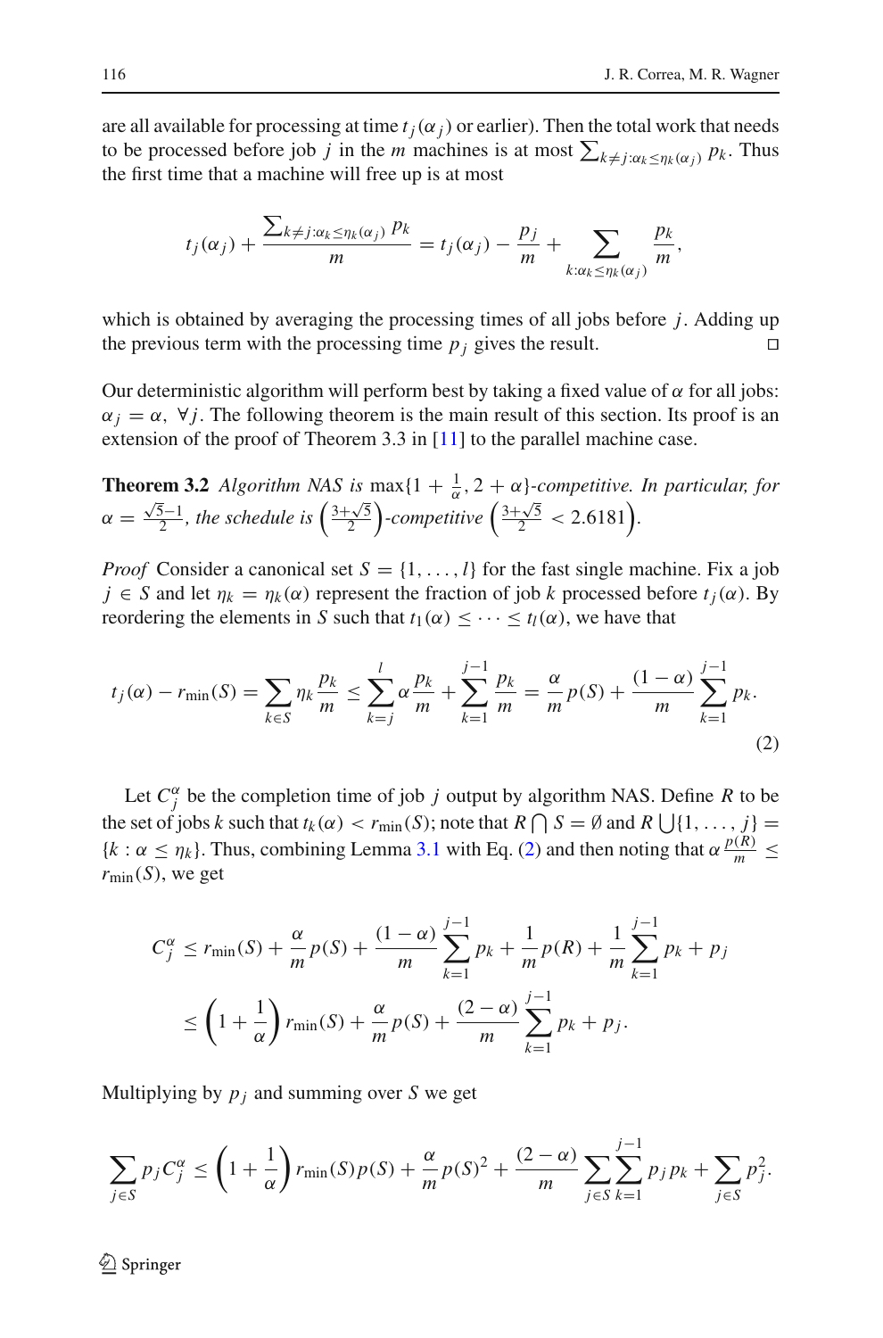are all available for processing at time $t_j(\alpha_j)$ or earlier). Then the total work that needs to be processed before job $j$ in the $m$ machines is at most $\sum_{k \neq j : \alpha_k \leq \eta_k(\alpha_j)} p_k$. Thus the first time that a machine will free up is at most

$$t_j(\alpha_j) + \frac{\sum_{k \neq j : \alpha_k \leq \eta_k(\alpha_j)} p_k}{m} = t_j(\alpha_j) - \frac{p_j}{m} + \sum_{k : \alpha_k \leq \eta_k(\alpha_j)} \frac{p_k}{m},$$

which is obtained by averaging the processing times of all jobs before $j$. Adding up the previous term with the processing time $p_j$ gives the result. □

Our deterministic algorithm will perform best by taking a fixed value of $\alpha$ for all jobs: $\alpha_j = \alpha, \ \forall j$. The following theorem is the main result of this section. Its proof is an extension of the proof of Theorem 3.3 in [11] to the parallel machine case.

**Theorem 3.2** *Algorithm NAS is* $\max\{1 + \frac{1}{\alpha}, 2 + \alpha\}$*-competitive. In particular, for* $\alpha = \frac{\sqrt{5}-1}{2}$*, the schedule is* $\left(\frac{3+\sqrt{5}}{2}\right)$*-competitive* $\left(\frac{3+\sqrt{5}}{2} < 2.6181\right)$.

*Proof* Consider a canonical set $S = \{1, \ldots, l\}$ for the fast single machine. Fix a job $j \in S$ and let $\eta_k = \eta_k(\alpha)$ represent the fraction of job $k$ processed before $t_j(\alpha)$. By reordering the elements in $S$ such that $t_1(\alpha) \leq \cdots \leq t_l(\alpha)$, we have that

$$t_j(\alpha) - r_{\min}(S) = \sum_{k \in S} \eta_k \frac{p_k}{m} \leq \sum_{k=j}^{l} \alpha \frac{p_k}{m} + \sum_{k=1}^{j-1} \frac{p_k}{m} = \frac{\alpha}{m} p(S) + \frac{(1-\alpha)}{m} \sum_{k=1}^{j-1} p_k. \tag{2}$$

Let $C_j^\alpha$ be the completion time of job $j$ output by algorithm NAS. Define $R$ to be the set of jobs $k$ such that $t_k(\alpha) < r_{\min}(S)$; note that $R \bigcap S = \emptyset$ and $R \bigcup \{1, \ldots, j\} = \{k : \alpha \leq \eta_k\}$. Thus, combining Lemma 3.1 with Eq. (2) and then noting that $\alpha \frac{p(R)}{m} \leq r_{\min}(S)$, we get

$$\begin{aligned}
C_j^\alpha &\leq r_{\min}(S) + \frac{\alpha}{m} p(S) + \frac{(1-\alpha)}{m} \sum_{k=1}^{j-1} p_k + \frac{1}{m} p(R) + \frac{1}{m} \sum_{k=1}^{j-1} p_k + p_j \\
&\leq \left(1 + \frac{1}{\alpha}\right) r_{\min}(S) + \frac{\alpha}{m} p(S) + \frac{(2-\alpha)}{m} \sum_{k=1}^{j-1} p_k + p_j.
\end{aligned}$$

Multiplying by $p_j$ and summing over $S$ we get

$$\sum_{j \in S} p_j C_j^\alpha \leq \left(1 + \frac{1}{\alpha}\right) r_{\min}(S) p(S) + \frac{\alpha}{m} p(S)^2 + \frac{(2-\alpha)}{m} \sum_{j \in S} \sum_{k=1}^{j-1} p_j p_k + \sum_{j \in S} p_j^2.$$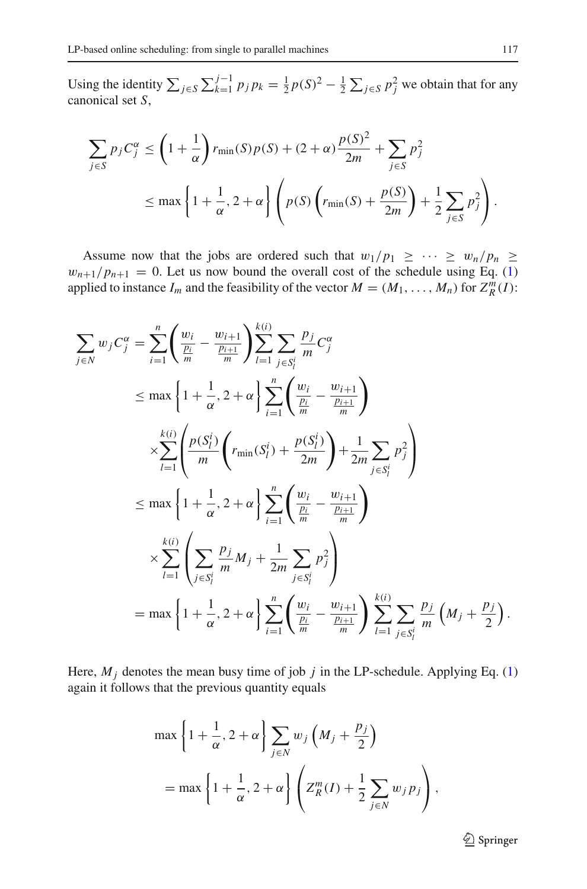Using the identity $\sum_{j\in S}\sum_{k=1}^{j-1} p_j p_k = \frac{1}{2}p(S)^2 - \frac{1}{2}\sum_{j\in S} p_j^2$ we obtain that for any canonical set $S$,

$$
\begin{aligned}
\sum_{j\in S} p_j C_j^\alpha &\le \left(1+\frac{1}{\alpha}\right) r_{\min}(S)p(S) + (2+\alpha)\frac{p(S)^2}{2m} + \sum_{j\in S} p_j^2 \\
&\le \max\left\{1+\frac{1}{\alpha}, 2+\alpha\right\}\left(p(S)\left(r_{\min}(S)+\frac{p(S)}{2m}\right)+\frac{1}{2}\sum_{j\in S} p_j^2\right).
\end{aligned}
$$

Assume now that the jobs are ordered such that $w_1/p_1 \ge \cdots \ge w_n/p_n \ge w_{n+1}/p_{n+1} = 0$. Let us now bound the overall cost of the schedule using Eq. (1) applied to instance $I_m$ and the feasibility of the vector $M = (M_1, \ldots, M_n)$ for $Z_R^m(I)$:

$$
\begin{aligned}
\sum_{j\in N} w_j C_j^\alpha &= \sum_{i=1}^{n}\left(\frac{w_i}{\frac{p_i}{m}} - \frac{w_{i+1}}{\frac{p_{i+1}}{m}}\right)\sum_{l=1}^{k(i)}\sum_{j\in S_l^i}\frac{p_j}{m}C_j^\alpha \\
&\le \max\left\{1+\frac{1}{\alpha}, 2+\alpha\right\}\sum_{i=1}^{n}\left(\frac{w_i}{\frac{p_i}{m}} - \frac{w_{i+1}}{\frac{p_{i+1}}{m}}\right) \\
&\quad \times \sum_{l=1}^{k(i)}\left(\frac{p(S_l^i)}{m}\left(r_{\min}(S_l^i)+\frac{p(S_l^i)}{2m}\right)+\frac{1}{2m}\sum_{j\in S_l^i} p_j^2\right) \\
&\le \max\left\{1+\frac{1}{\alpha}, 2+\alpha\right\}\sum_{i=1}^{n}\left(\frac{w_i}{\frac{p_i}{m}} - \frac{w_{i+1}}{\frac{p_{i+1}}{m}}\right) \\
&\quad \times \sum_{l=1}^{k(i)}\left(\sum_{j\in S_l^i}\frac{p_j}{m}M_j + \frac{1}{2m}\sum_{j\in S_l^i} p_j^2\right) \\
&= \max\left\{1+\frac{1}{\alpha}, 2+\alpha\right\}\sum_{i=1}^{n}\left(\frac{w_i}{\frac{p_i}{m}} - \frac{w_{i+1}}{\frac{p_{i+1}}{m}}\right)\sum_{l=1}^{k(i)}\sum_{j\in S_l^i}\frac{p_j}{m}\left(M_j+\frac{p_j}{2}\right).
\end{aligned}
$$

Here, $M_j$ denotes the mean busy time of job $j$ in the LP-schedule. Applying Eq. (1) again it follows that the previous quantity equals

$$
\begin{aligned}
&\max\left\{1+\frac{1}{\alpha}, 2+\alpha\right\}\sum_{j\in N} w_j\left(M_j+\frac{p_j}{2}\right) \\
&= \max\left\{1+\frac{1}{\alpha}, 2+\alpha\right\}\left(Z_R^m(I)+\frac{1}{2}\sum_{j\in N} w_j p_j\right),
\end{aligned}
$$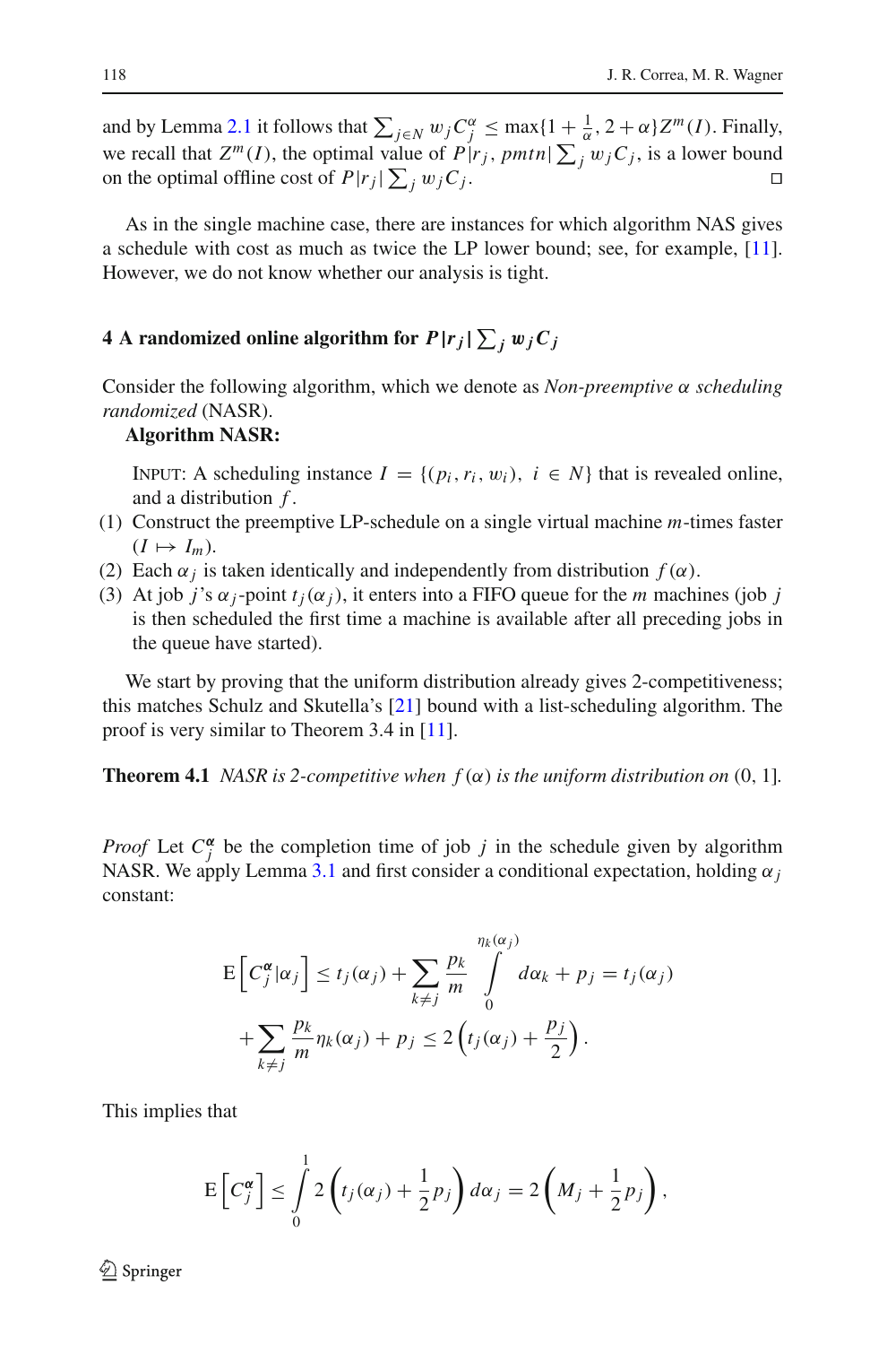and by Lemma 2.1 it follows that $\sum_{j \in N} w_j C_j^{\alpha} \leq \max\{1 + \frac{1}{\alpha}, 2 + \alpha\} Z^m(I)$. Finally, we recall that $Z^m(I)$, the optimal value of $P|r_j, pmtn|\sum_j w_j C_j$, is a lower bound on the optimal offline cost of $P|r_j|\sum_j w_j C_j$. □

As in the single machine case, there are instances for which algorithm NAS gives a schedule with cost as much as twice the LP lower bound; see, for example, [11]. However, we do not know whether our analysis is tight.

## 4 A randomized online algorithm for $P|r_j|\sum_j w_j C_j$

Consider the following algorithm, which we denote as *Non-preemptive α scheduling randomized* (NASR).

**Algorithm NASR:**

INPUT: A scheduling instance $I = \{(p_i, r_i, w_i),\ i \in N\}$ that is revealed online, and a distribution $f$.

(1) Construct the preemptive LP-schedule on a single virtual machine $m$-times faster ($I \mapsto I_m$).
(2) Each $\alpha_j$ is taken identically and independently from distribution $f(\alpha)$.
(3) At job $j$'s $\alpha_j$-point $t_j(\alpha_j)$, it enters into a FIFO queue for the $m$ machines (job $j$ is then scheduled the first time a machine is available after all preceding jobs in the queue have started).

We start by proving that the uniform distribution already gives 2-competitiveness; this matches Schulz and Skutella's [21] bound with a list-scheduling algorithm. The proof is very similar to Theorem 3.4 in [11].

**Theorem 4.1** *NASR is 2-competitive when $f(\alpha)$ is the uniform distribution on* $(0, 1]$.

*Proof* Let $C_j^{\boldsymbol{\alpha}}$ be the completion time of job $j$ in the schedule given by algorithm NASR. We apply Lemma 3.1 and first consider a conditional expectation, holding $\alpha_j$ constant:

$$\mathrm{E}\left[C_j^{\boldsymbol{\alpha}} | \alpha_j\right] \leq t_j(\alpha_j) + \sum_{k \neq j} \frac{p_k}{m} \int_0^{\eta_k(\alpha_j)} d\alpha_k + p_j = t_j(\alpha_j) + \sum_{k \neq j} \frac{p_k}{m} \eta_k(\alpha_j) + p_j \leq 2\left(t_j(\alpha_j) + \frac{p_j}{2}\right).$$

This implies that

$$\mathrm{E}\left[C_j^{\boldsymbol{\alpha}}\right] \leq \int_0^1 2\left(t_j(\alpha_j) + \frac{1}{2}p_j\right) d\alpha_j = 2\left(M_j + \frac{1}{2}p_j\right),$$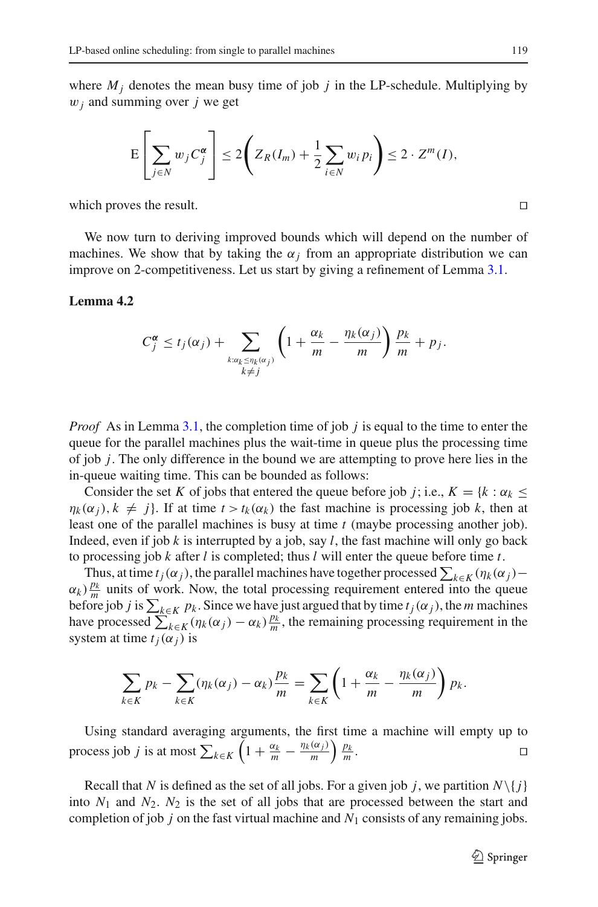where $M_j$ denotes the mean busy time of job $j$ in the LP-schedule. Multiplying by $w_j$ and summing over $j$ we get

$$\mathrm{E}\left[\sum_{j \in N} w_j C_j^{\boldsymbol{\alpha}}\right] \leq 2\left(Z_R(I_m) + \frac{1}{2}\sum_{i \in N} w_i p_i\right) \leq 2 \cdot Z^m(I),$$

which proves the result. □

We now turn to deriving improved bounds which will depend on the number of machines. We show that by taking the $\alpha_j$ from an appropriate distribution we can improve on 2-competitiveness. Let us start by giving a refinement of Lemma 3.1.

**Lemma 4.2**

$$C_j^{\boldsymbol{\alpha}} \leq t_j(\alpha_j) + \sum_{\substack{k: \alpha_k \leq \eta_k(\alpha_j) \\ k \neq j}} \left(1 + \frac{\alpha_k}{m} - \frac{\eta_k(\alpha_j)}{m}\right) \frac{p_k}{m} + p_j.$$

*Proof* As in Lemma 3.1, the completion time of job $j$ is equal to the time to enter the queue for the parallel machines plus the wait-time in queue plus the processing time of job $j$. The only difference in the bound we are attempting to prove here lies in the in-queue waiting time. This can be bounded as follows:

Consider the set $K$ of jobs that entered the queue before job $j$; i.e., $K = \{k : \alpha_k \leq \eta_k(\alpha_j), k \neq j\}$. If at time $t > t_k(\alpha_k)$ the fast machine is processing job $k$, then at least one of the parallel machines is busy at time $t$ (maybe processing another job). Indeed, even if job $k$ is interrupted by a job, say $l$, the fast machine will only go back to processing job $k$ after $l$ is completed; thus $l$ will enter the queue before time $t$.

Thus, at time $t_j(\alpha_j)$, the parallel machines have together processed $\sum_{k \in K}(\eta_k(\alpha_j) - \alpha_k)\frac{p_k}{m}$ units of work. Now, the total processing requirement entered into the queue before job $j$ is $\sum_{k \in K} p_k$. Since we have just argued that by time $t_j(\alpha_j)$, the $m$ machines have processed $\sum_{k \in K}(\eta_k(\alpha_j) - \alpha_k)\frac{p_k}{m}$, the remaining processing requirement in the system at time $t_j(\alpha_j)$ is

$$\sum_{k \in K} p_k - \sum_{k \in K}(\eta_k(\alpha_j) - \alpha_k)\frac{p_k}{m} = \sum_{k \in K}\left(1 + \frac{\alpha_k}{m} - \frac{\eta_k(\alpha_j)}{m}\right) p_k.$$

Using standard averaging arguments, the first time a machine will empty up to process job $j$ is at most $\sum_{k \in K}\left(1 + \frac{\alpha_k}{m} - \frac{\eta_k(\alpha_j)}{m}\right)\frac{p_k}{m}$. □

Recall that $N$ is defined as the set of all jobs. For a given job $j$, we partition $N \setminus \{j\}$ into $N_1$ and $N_2$. $N_2$ is the set of all jobs that are processed between the start and completion of job $j$ on the fast virtual machine and $N_1$ consists of any remaining jobs.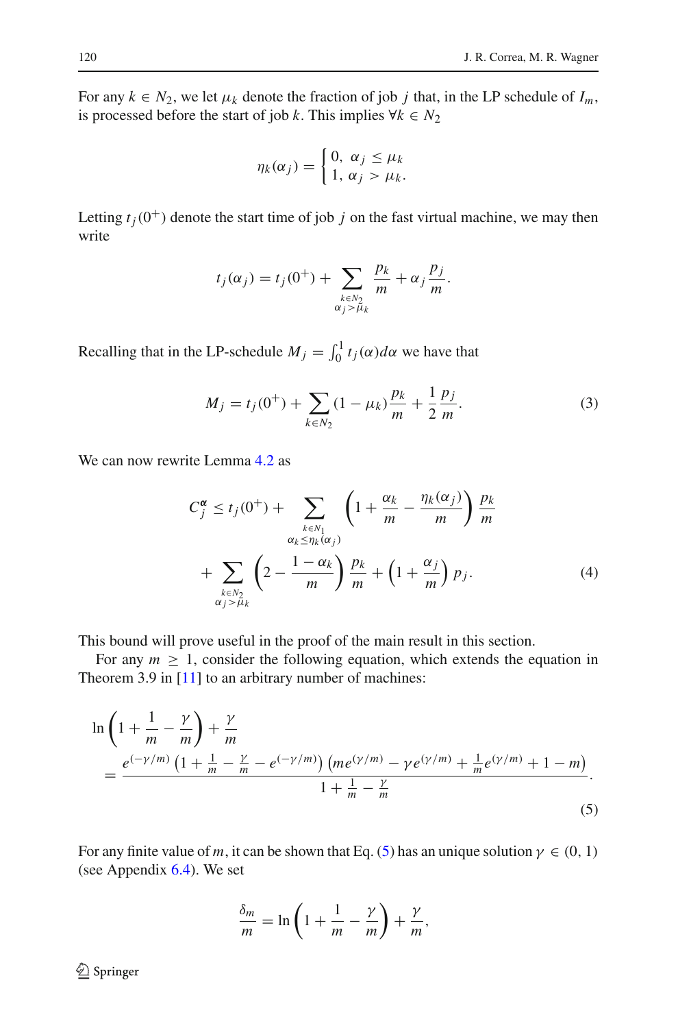For any $k \in N_2$, we let $\mu_k$ denote the fraction of job $j$ that, in the LP schedule of $I_m$, is processed before the start of job $k$. This implies $\forall k \in N_2$

$$\eta_k(\alpha_j) = \begin{cases} 0, & \alpha_j \le \mu_k \\ 1, & \alpha_j > \mu_k. \end{cases}$$

Letting $t_j(0^+)$ denote the start time of job $j$ on the fast virtual machine, we may then write

$$t_j(\alpha_j) = t_j(0^+) + \sum_{\substack{k \in N_2 \\ \alpha_j > \mu_k}} \frac{p_k}{m} + \alpha_j \frac{p_j}{m}.$$

Recalling that in the LP-schedule $M_j = \int_0^1 t_j(\alpha) d\alpha$ we have that

$$M_j = t_j(0^+) + \sum_{k \in N_2} (1 - \mu_k) \frac{p_k}{m} + \frac{1}{2} \frac{p_j}{m}. \tag{3}$$

We can now rewrite Lemma 4.2 as

$$C_j^{\boldsymbol{\alpha}} \le t_j(0^+) + \sum_{\substack{k \in N_1 \\ \alpha_k \le \eta_k(\alpha_j)}} \left(1 + \frac{\alpha_k}{m} - \frac{\eta_k(\alpha_j)}{m}\right) \frac{p_k}{m} + \sum_{\substack{k \in N_2 \\ \alpha_j > \mu_k}} \left(2 - \frac{1 - \alpha_k}{m}\right) \frac{p_k}{m} + \left(1 + \frac{\alpha_j}{m}\right) p_j. \tag{4}$$

This bound will prove useful in the proof of the main result in this section.

For any $m \ge 1$, consider the following equation, which extends the equation in Theorem 3.9 in [11] to an arbitrary number of machines:

$$\ln\left(1 + \frac{1}{m} - \frac{\gamma}{m}\right) + \frac{\gamma}{m} = \frac{e^{(-\gamma/m)}\left(1 + \frac{1}{m} - \frac{\gamma}{m} - e^{(-\gamma/m)}\right)\left(m e^{(\gamma/m)} - \gamma e^{(\gamma/m)} + \frac{1}{m} e^{(\gamma/m)} + 1 - m\right)}{1 + \frac{1}{m} - \frac{\gamma}{m}}. \tag{5}$$

For any finite value of $m$, it can be shown that Eq. (5) has an unique solution $\gamma \in (0, 1)$ (see Appendix 6.4). We set

$$\frac{\delta_m}{m} = \ln\left(1 + \frac{1}{m} - \frac{\gamma}{m}\right) + \frac{\gamma}{m},$$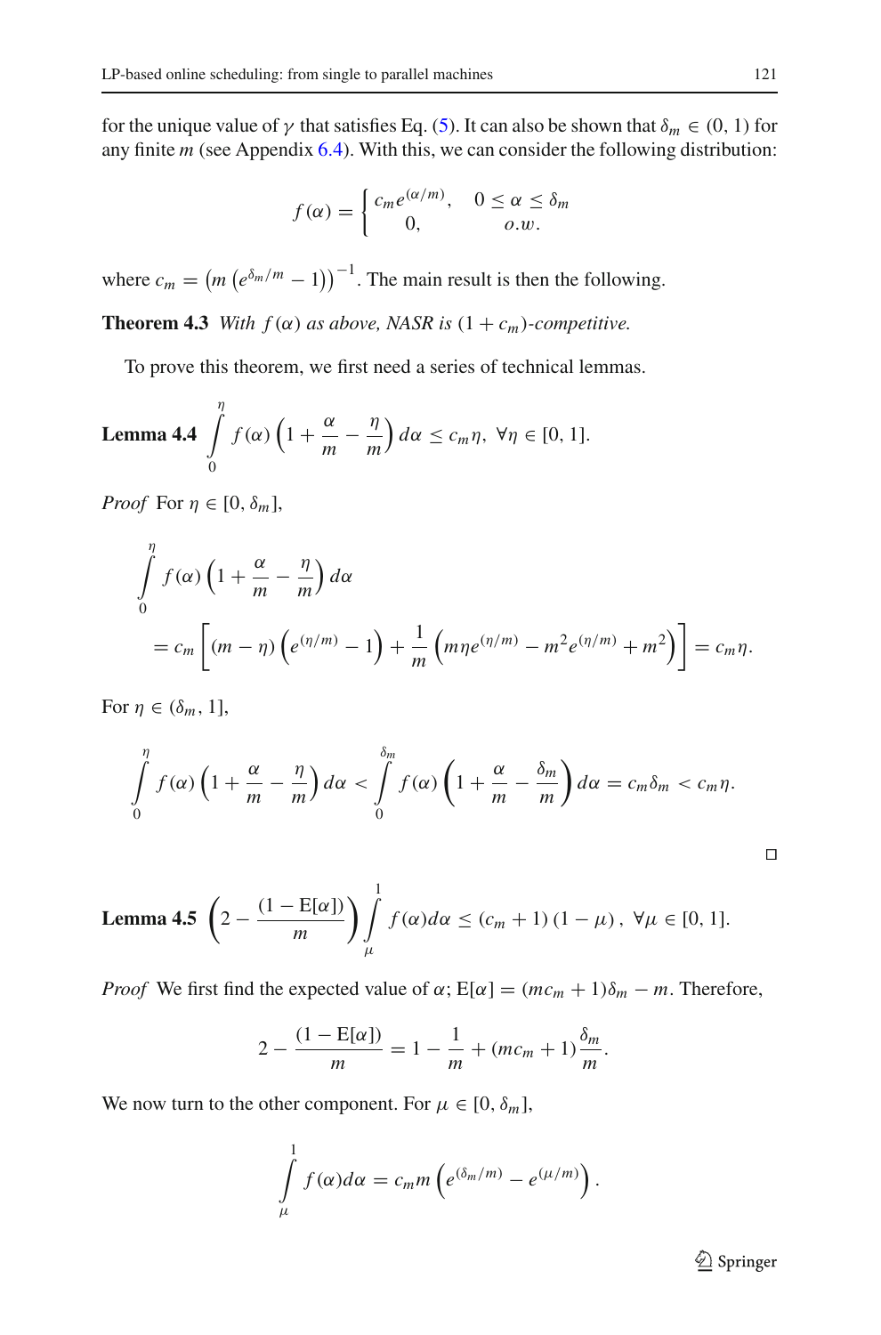for the unique value of $\gamma$ that satisfies Eq. (5). It can also be shown that $\delta_m \in (0, 1)$ for any finite $m$ (see Appendix 6.4). With this, we can consider the following distribution:

$$f(\alpha) = \begin{cases} c_m e^{(\alpha/m)}, & 0 \le \alpha \le \delta_m \\ 0, & o.w. \end{cases}$$

where $c_m = \left(m\left(e^{\delta_m/m} - 1\right)\right)^{-1}$. The main result is then the following.

**Theorem 4.3** *With $f(\alpha)$ as above, NASR is $(1 + c_m)$-competitive.*

To prove this theorem, we first need a series of technical lemmas.

**Lemma 4.4** $\displaystyle\int_0^\eta f(\alpha)\left(1 + \frac{\alpha}{m} - \frac{\eta}{m}\right) d\alpha \le c_m \eta, \ \forall \eta \in [0, 1].$

*Proof* For $\eta \in [0, \delta_m]$,

$$\int_0^\eta f(\alpha)\left(1 + \frac{\alpha}{m} - \frac{\eta}{m}\right) d\alpha$$

$$= c_m\left[(m - \eta)\left(e^{(\eta/m)} - 1\right) + \frac{1}{m}\left(m\eta e^{(\eta/m)} - m^2 e^{(\eta/m)} + m^2\right)\right] = c_m \eta.$$

For $\eta \in (\delta_m, 1]$,

$$\int_0^\eta f(\alpha)\left(1 + \frac{\alpha}{m} - \frac{\eta}{m}\right) d\alpha < \int_0^{\delta_m} f(\alpha)\left(1 + \frac{\alpha}{m} - \frac{\delta_m}{m}\right) d\alpha = c_m \delta_m < c_m \eta.$$

□

**Lemma 4.5** $\displaystyle\left(2 - \frac{(1 - \mathrm{E}[\alpha])}{m}\right)\int_\mu^1 f(\alpha) d\alpha \le (c_m + 1)(1 - \mu), \ \forall \mu \in [0, 1].$

*Proof* We first find the expected value of $\alpha$; $\mathrm{E}[\alpha] = (mc_m + 1)\delta_m - m$. Therefore,

$$2 - \frac{(1 - \mathrm{E}[\alpha])}{m} = 1 - \frac{1}{m} + (mc_m + 1)\frac{\delta_m}{m}.$$

We now turn to the other component. For $\mu \in [0, \delta_m]$,

$$\int_\mu^1 f(\alpha) d\alpha = c_m m\left(e^{(\delta_m/m)} - e^{(\mu/m)}\right).$$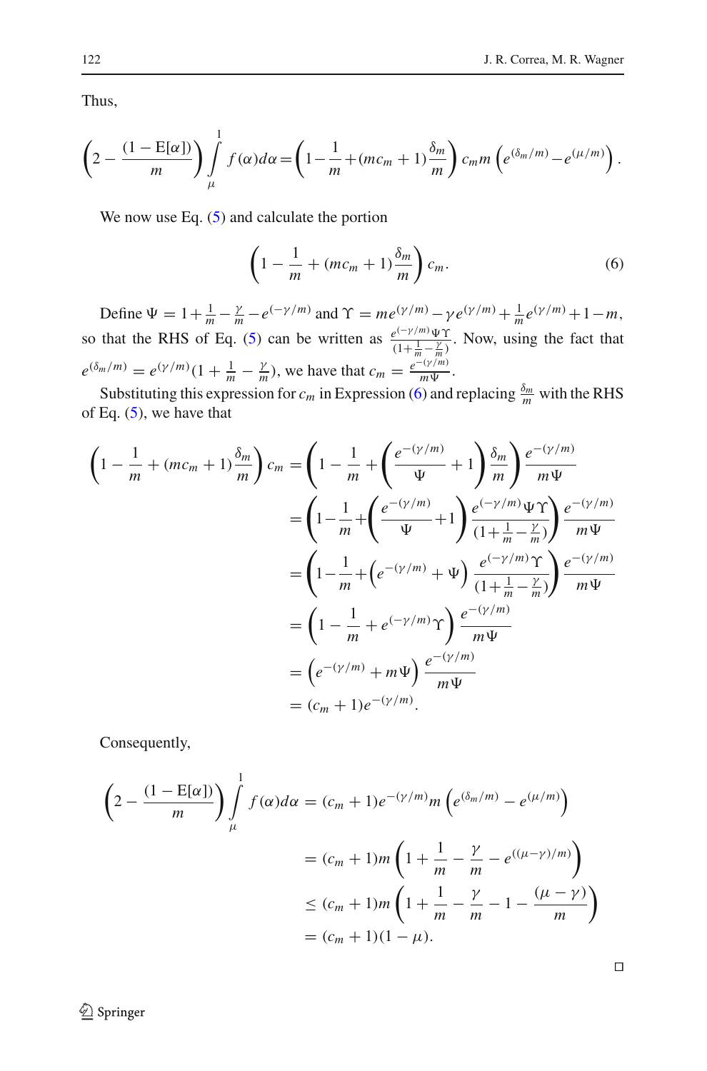Thus,

$$\left(2-\frac{(1-\mathrm{E}[\alpha])}{m}\right)\int_{\mu}^{1} f(\alpha)d\alpha=\left(1-\frac{1}{m}+(mc_m+1)\frac{\delta_m}{m}\right)c_m m\left(e^{(\delta_m/m)}-e^{(\mu/m)}\right).$$

We now use Eq. (5) and calculate the portion

$$\left(1-\frac{1}{m}+(mc_m+1)\frac{\delta_m}{m}\right)c_m. \tag{6}$$

Define $\Psi=1+\frac{1}{m}-\frac{\gamma}{m}-e^{(-\gamma/m)}$ and $\Upsilon=me^{(\gamma/m)}-\gamma e^{(\gamma/m)}+\frac{1}{m}e^{(\gamma/m)}+1-m$, so that the RHS of Eq. (5) can be written as $\frac{e^{(-\gamma/m)}\Psi\Upsilon}{(1+\frac{1}{m}-\frac{\gamma}{m})}$. Now, using the fact that $e^{(\delta_m/m)}=e^{(\gamma/m)}(1+\frac{1}{m}-\frac{\gamma}{m})$, we have that $c_m=\frac{e^{-(\gamma/m)}}{m\Psi}$.

Substituting this expression for $c_m$ in Expression (6) and replacing $\frac{\delta_m}{m}$ with the RHS of Eq. (5), we have that

$$\begin{aligned}
\left(1-\frac{1}{m}+(mc_m+1)\frac{\delta_m}{m}\right)c_m &= \left(1-\frac{1}{m}+\left(\frac{e^{-(\gamma/m)}}{\Psi}+1\right)\frac{\delta_m}{m}\right)\frac{e^{-(\gamma/m)}}{m\Psi}\\
&=\left(1-\frac{1}{m}+\left(\frac{e^{-(\gamma/m)}}{\Psi}+1\right)\frac{e^{(-\gamma/m)}\Psi\Upsilon}{(1+\frac{1}{m}-\frac{\gamma}{m})}\right)\frac{e^{-(\gamma/m)}}{m\Psi}\\
&=\left(1-\frac{1}{m}+\left(e^{-(\gamma/m)}+\Psi\right)\frac{e^{(-\gamma/m)}\Upsilon}{(1+\frac{1}{m}-\frac{\gamma}{m})}\right)\frac{e^{-(\gamma/m)}}{m\Psi}\\
&=\left(1-\frac{1}{m}+e^{(-\gamma/m)}\Upsilon\right)\frac{e^{-(\gamma/m)}}{m\Psi}\\
&=\left(e^{-(\gamma/m)}+m\Psi\right)\frac{e^{-(\gamma/m)}}{m\Psi}\\
&=(c_m+1)e^{-(\gamma/m)}.
\end{aligned}$$

Consequently,

$$\begin{aligned}
\left(2-\frac{(1-\mathrm{E}[\alpha])}{m}\right)\int_{\mu}^{1} f(\alpha)d\alpha &= (c_m+1)e^{-(\gamma/m)}m\left(e^{(\delta_m/m)}-e^{(\mu/m)}\right)\\
&=(c_m+1)m\left(1+\frac{1}{m}-\frac{\gamma}{m}-e^{((\mu-\gamma)/m)}\right)\\
&\leq (c_m+1)m\left(1+\frac{1}{m}-\frac{\gamma}{m}-1-\frac{(\mu-\gamma)}{m}\right)\\
&=(c_m+1)(1-\mu).
\end{aligned}$$

□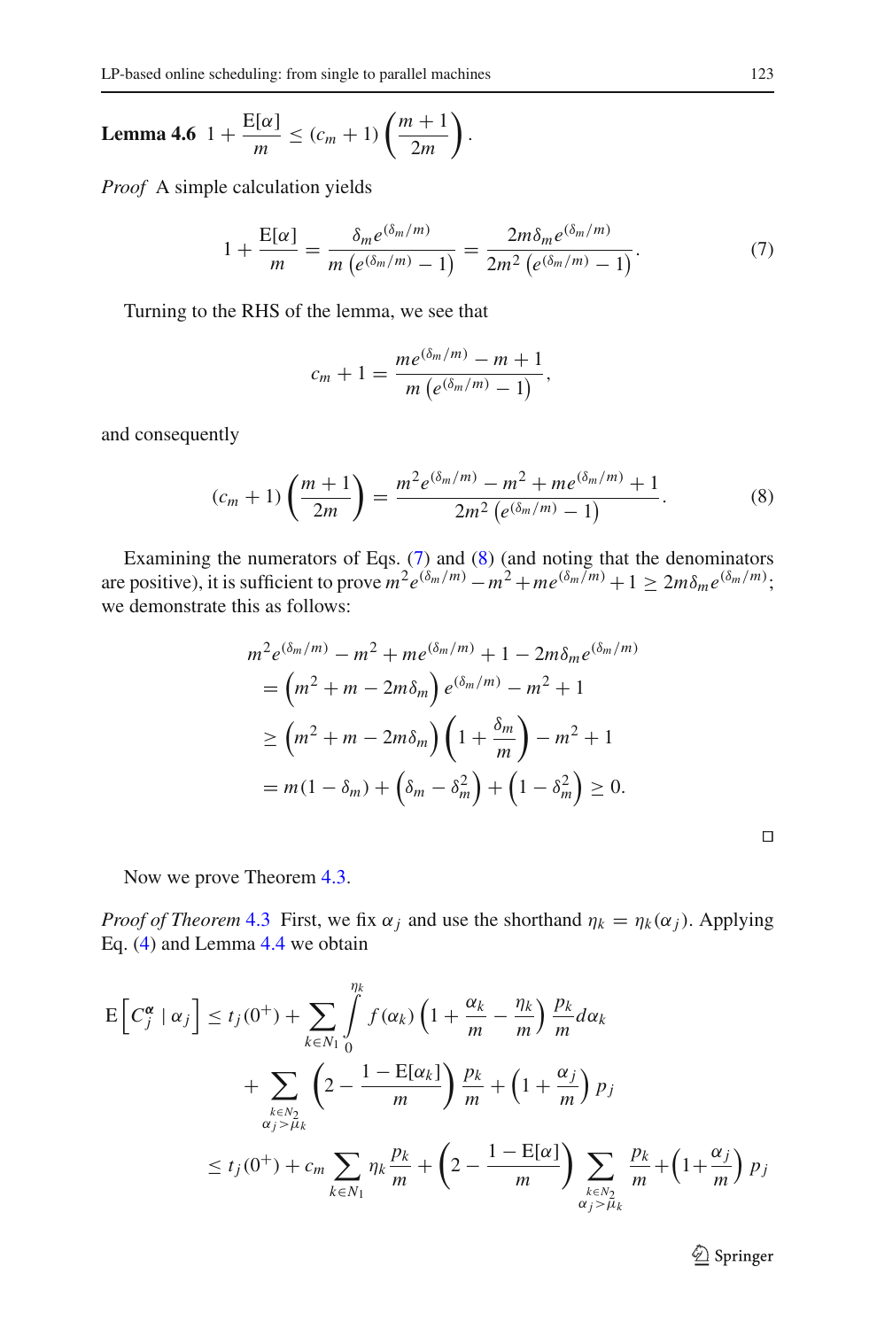**Lemma 4.6** $1 + \frac{\mathrm{E}[\alpha]}{m} \leq (c_m + 1)\left(\frac{m+1}{2m}\right)$.

*Proof* A simple calculation yields

$$1 + \frac{\mathrm{E}[\alpha]}{m} = \frac{\delta_m e^{(\delta_m/m)}}{m\left(e^{(\delta_m/m)} - 1\right)} = \frac{2m\delta_m e^{(\delta_m/m)}}{2m^2\left(e^{(\delta_m/m)} - 1\right)}. \tag{7}$$

Turning to the RHS of the lemma, we see that

$$c_m + 1 = \frac{me^{(\delta_m/m)} - m + 1}{m\left(e^{(\delta_m/m)} - 1\right)},$$

and consequently

$$(c_m + 1)\left(\frac{m+1}{2m}\right) = \frac{m^2 e^{(\delta_m/m)} - m^2 + me^{(\delta_m/m)} + 1}{2m^2\left(e^{(\delta_m/m)} - 1\right)}. \tag{8}$$

Examining the numerators of Eqs. (7) and (8) (and noting that the denominators are positive), it is sufficient to prove $m^2 e^{(\delta_m/m)} - m^2 + me^{(\delta_m/m)} + 1 \geq 2m\delta_m e^{(\delta_m/m)}$; we demonstrate this as follows:

$$\begin{aligned}
&m^2 e^{(\delta_m/m)} - m^2 + me^{(\delta_m/m)} + 1 - 2m\delta_m e^{(\delta_m/m)} \\
&= \left(m^2 + m - 2m\delta_m\right) e^{(\delta_m/m)} - m^2 + 1 \\
&\geq \left(m^2 + m - 2m\delta_m\right)\left(1 + \frac{\delta_m}{m}\right) - m^2 + 1 \\
&= m(1 - \delta_m) + \left(\delta_m - \delta_m^2\right) + \left(1 - \delta_m^2\right) \geq 0.
\end{aligned}$$

□

Now we prove Theorem 4.3.

*Proof of Theorem* 4.3 First, we fix $\alpha_j$ and use the shorthand $\eta_k = \eta_k(\alpha_j)$. Applying Eq. (4) and Lemma 4.4 we obtain

$$\begin{aligned}
\mathrm{E}\left[C_j^{\boldsymbol{\alpha}} \mid \alpha_j\right] &\leq t_j(0^+) + \sum_{k \in N_1} \int_0^{\eta_k} f(\alpha_k)\left(1 + \frac{\alpha_k}{m} - \frac{\eta_k}{m}\right)\frac{p_k}{m} d\alpha_k \\
&\quad + \sum_{\substack{k \in N_2 \\ \alpha_j > \bar{\mu}_k}} \left(2 - \frac{1 - \mathrm{E}[\alpha_k]}{m}\right)\frac{p_k}{m} + \left(1 + \frac{\alpha_j}{m}\right)p_j \\
&\leq t_j(0^+) + c_m \sum_{k \in N_1} \eta_k \frac{p_k}{m} + \left(2 - \frac{1 - \mathrm{E}[\alpha]}{m}\right) \sum_{\substack{k \in N_2 \\ \alpha_j > \bar{\mu}_k}} \frac{p_k}{m} + \left(1 + \frac{\alpha_j}{m}\right)p_j
\end{aligned}$$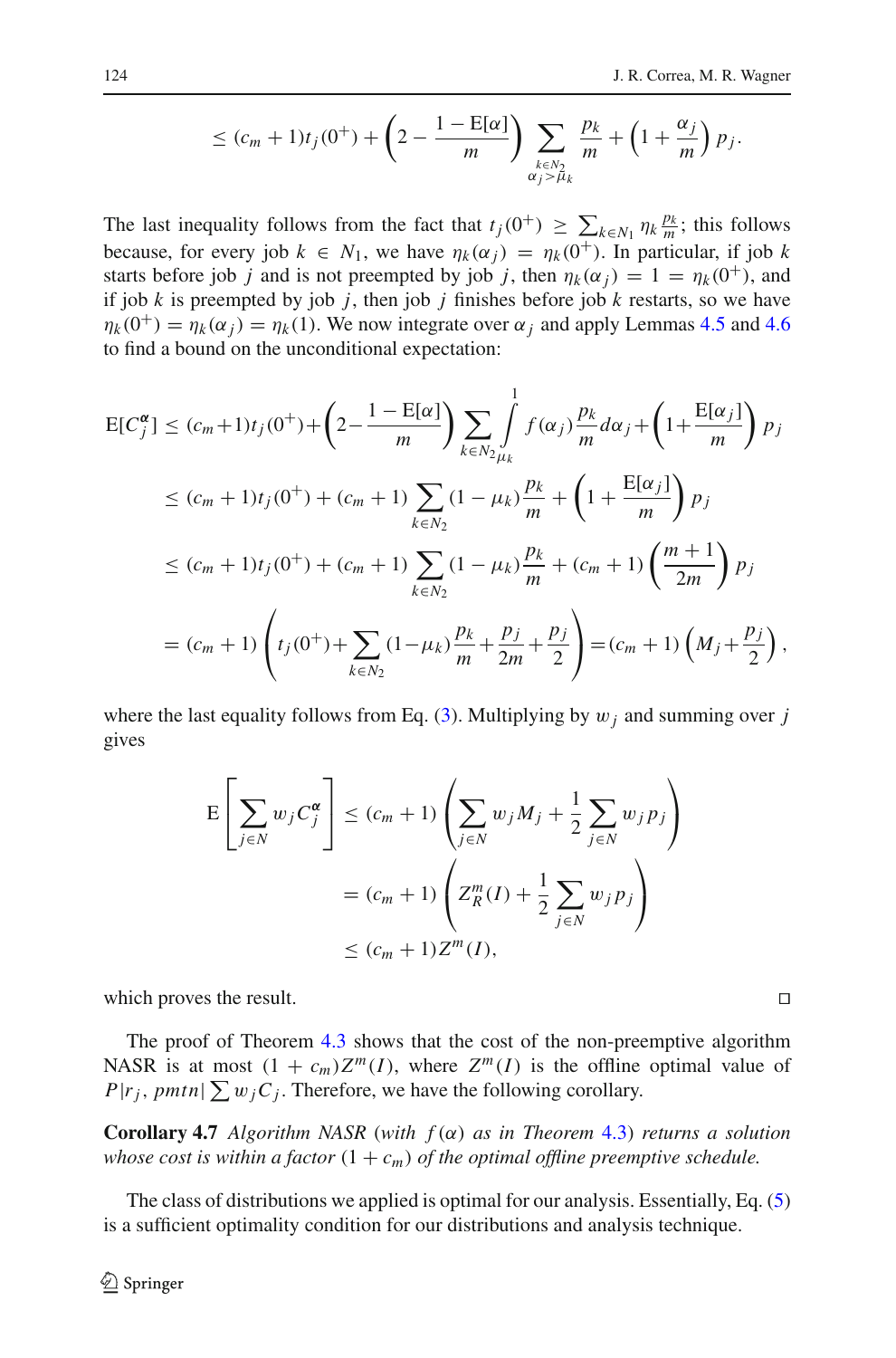$$\leq (c_m + 1)t_j(0^+) + \left(2 - \frac{1 - \mathrm{E}[\alpha]}{m}\right) \sum_{\substack{k \in N_2 \\ \alpha_j > \mu_k}} \frac{p_k}{m} + \left(1 + \frac{\alpha_j}{m}\right) p_j.$$

The last inequality follows from the fact that $t_j(0^+) \geq \sum_{k \in N_1} \eta_k \frac{p_k}{m}$; this follows because, for every job $k \in N_1$, we have $\eta_k(\alpha_j) = \eta_k(0^+)$. In particular, if job $k$ starts before job $j$ and is not preempted by job $j$, then $\eta_k(\alpha_j) = 1 = \eta_k(0^+)$, and if job $k$ is preempted by job $j$, then job $j$ finishes before job $k$ restarts, so we have $\eta_k(0^+) = \eta_k(\alpha_j) = \eta_k(1)$. We now integrate over $\alpha_j$ and apply Lemmas 4.5 and 4.6 to find a bound on the unconditional expectation:

$$\begin{aligned}
\mathrm{E}[C_j^{\boldsymbol{\alpha}}] &\leq (c_m+1)t_j(0^+) + \left(2 - \frac{1 - \mathrm{E}[\alpha]}{m}\right) \sum_{k \in N_2} \int_{\mu_k}^{1} f(\alpha_j) \frac{p_k}{m} d\alpha_j + \left(1 + \frac{\mathrm{E}[\alpha_j]}{m}\right) p_j \\
&\leq (c_m + 1)t_j(0^+) + (c_m + 1) \sum_{k \in N_2} (1 - \mu_k) \frac{p_k}{m} + \left(1 + \frac{\mathrm{E}[\alpha_j]}{m}\right) p_j \\
&\leq (c_m + 1)t_j(0^+) + (c_m + 1) \sum_{k \in N_2} (1 - \mu_k) \frac{p_k}{m} + (c_m + 1) \left(\frac{m+1}{2m}\right) p_j \\
&= (c_m + 1) \left(t_j(0^+) + \sum_{k \in N_2} (1 - \mu_k) \frac{p_k}{m} + \frac{p_j}{2m} + \frac{p_j}{2}\right) = (c_m + 1) \left(M_j + \frac{p_j}{2}\right),
\end{aligned}$$

where the last equality follows from Eq. (3). Multiplying by $w_j$ and summing over $j$ gives

$$\begin{aligned}
\mathrm{E}\left[\sum_{j \in N} w_j C_j^{\boldsymbol{\alpha}}\right] &\leq (c_m + 1) \left(\sum_{j \in N} w_j M_j + \frac{1}{2} \sum_{j \in N} w_j p_j\right) \\
&= (c_m + 1) \left(Z_R^m(I) + \frac{1}{2} \sum_{j \in N} w_j p_j\right) \\
&\leq (c_m + 1) Z^m(I),
\end{aligned}$$

which proves the result. □

The proof of Theorem 4.3 shows that the cost of the non-preemptive algorithm NASR is at most $(1 + c_m)Z^m(I)$, where $Z^m(I)$ is the offline optimal value of $P|r_j, pmtn| \sum w_j C_j$. Therefore, we have the following corollary.

**Corollary 4.7** *Algorithm NASR (with $f(\alpha)$ as in Theorem 4.3) returns a solution whose cost is within a factor $(1 + c_m)$ of the optimal offline preemptive schedule.*

The class of distributions we applied is optimal for our analysis. Essentially, Eq. (5) is a sufficient optimality condition for our distributions and analysis technique.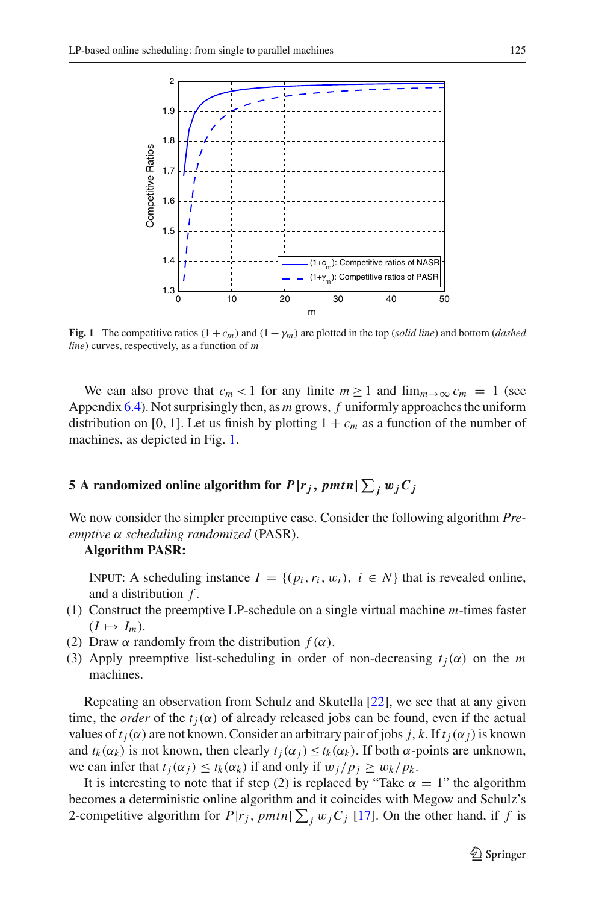**Fig. 1** The competitive ratios $(1 + c_m)$ and $(1 + \gamma_m)$ are plotted in the top (*solid line*) and bottom (*dashed line*) curves, respectively, as a function of $m$

We can also prove that $c_m < 1$ for any finite $m \geq 1$ and $\lim_{m\to\infty} c_m = 1$ (see Appendix 6.4). Not surprisingly then, as $m$ grows, $f$ uniformly approaches the uniform distribution on [0, 1]. Let us finish by plotting $1 + c_m$ as a function of the number of machines, as depicted in Fig. 1.

## 5 A randomized online algorithm for $P|r_j, pmtn|\sum_j w_j C_j$

We now consider the simpler preemptive case. Consider the following algorithm *Preemptive α scheduling randomized* (PASR).

**Algorithm PASR:**

INPUT: A scheduling instance $I = \{(p_i, r_i, w_i),\ i \in N\}$ that is revealed online, and a distribution $f$.

(1) Construct the preemptive LP-schedule on a single virtual machine $m$-times faster $(I \mapsto I_m)$.
(2) Draw $\alpha$ randomly from the distribution $f(\alpha)$.
(3) Apply preemptive list-scheduling in order of non-decreasing $t_j(\alpha)$ on the $m$ machines.

Repeating an observation from Schulz and Skutella [22], we see that at any given time, the *order* of the $t_j(\alpha)$ of already released jobs can be found, even if the actual values of $t_j(\alpha)$ are not known. Consider an arbitrary pair of jobs $j, k$. If $t_j(\alpha_j)$ is known and $t_k(\alpha_k)$ is not known, then clearly $t_j(\alpha_j) \leq t_k(\alpha_k)$. If both $\alpha$-points are unknown, we can infer that $t_j(\alpha_j) \leq t_k(\alpha_k)$ if and only if $w_j/p_j \geq w_k/p_k$.

It is interesting to note that if step (2) is replaced by "Take $\alpha = 1$" the algorithm becomes a deterministic online algorithm and it coincides with Megow and Schulz's 2-competitive algorithm for $P|r_j, pmtn|\sum_j w_j C_j$ [17]. On the other hand, if $f$ is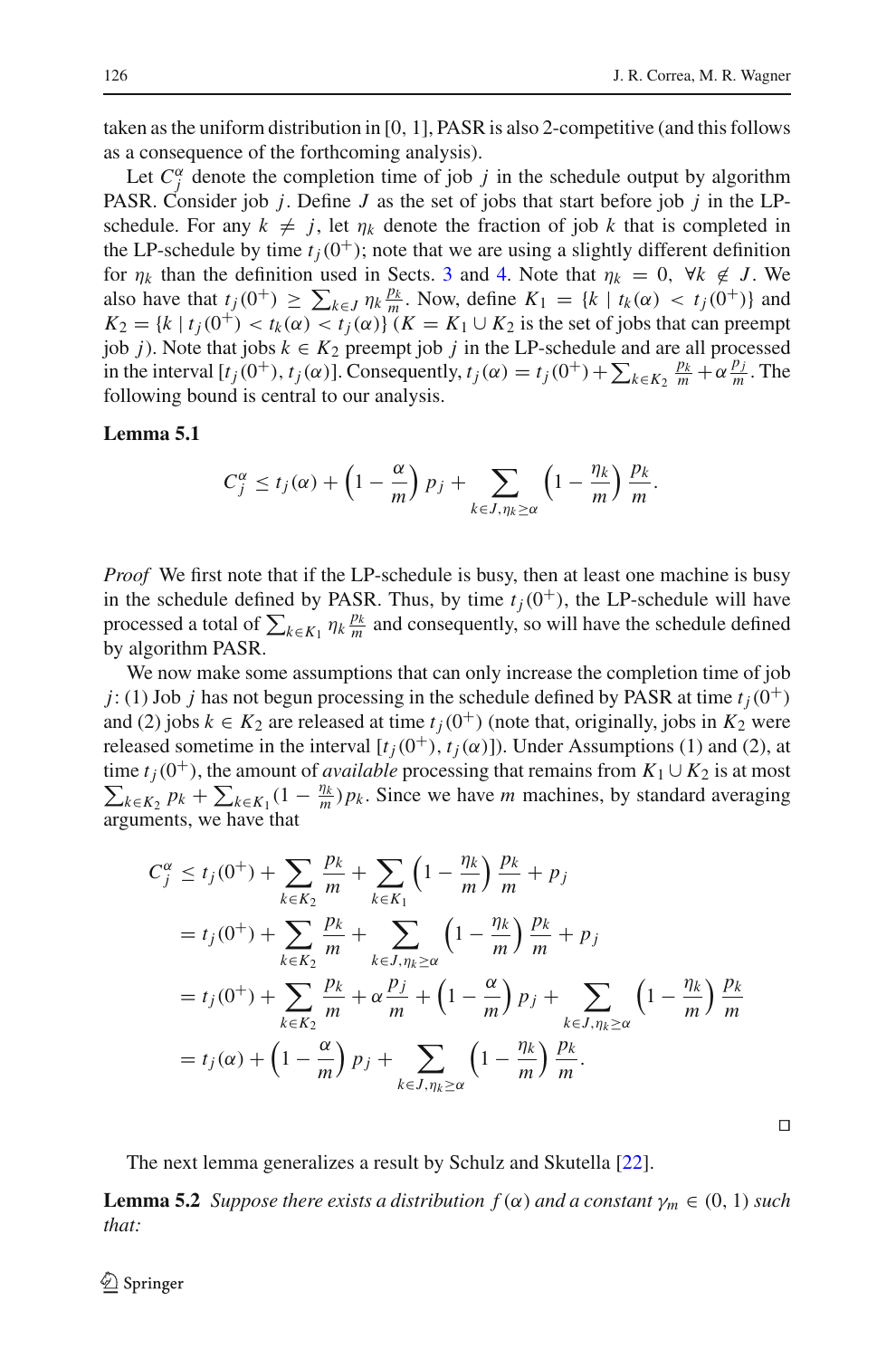taken as the uniform distribution in [0, 1], PASR is also 2-competitive (and this follows as a consequence of the forthcoming analysis).

Let $C_j^\alpha$ denote the completion time of job $j$ in the schedule output by algorithm PASR. Consider job $j$. Define $J$ as the set of jobs that start before job $j$ in the LP-schedule. For any $k \neq j$, let $\eta_k$ denote the fraction of job $k$ that is completed in the LP-schedule by time $t_j(0^+)$; note that we are using a slightly different definition for $\eta_k$ than the definition used in Sects. 3 and 4. Note that $\eta_k = 0$, $\forall k \notin J$. We also have that $t_j(0^+) \geq \sum_{k \in J} \eta_k \frac{p_k}{m}$. Now, define $K_1 = \{k \mid t_k(\alpha) < t_j(0^+)\}$ and $K_2 = \{k \mid t_j(0^+) < t_k(\alpha) < t_j(\alpha)\}$ ($K = K_1 \cup K_2$ is the set of jobs that can preempt job $j$). Note that jobs $k \in K_2$ preempt job $j$ in the LP-schedule and are all processed in the interval $[t_j(0^+), t_j(\alpha)]$. Consequently, $t_j(\alpha) = t_j(0^+) + \sum_{k \in K_2} \frac{p_k}{m} + \alpha \frac{p_j}{m}$. The following bound is central to our analysis.

**Lemma 5.1**

$$C_j^\alpha \leq t_j(\alpha) + \left(1 - \frac{\alpha}{m}\right) p_j + \sum_{k \in J, \eta_k \geq \alpha} \left(1 - \frac{\eta_k}{m}\right) \frac{p_k}{m}.$$

*Proof* We first note that if the LP-schedule is busy, then at least one machine is busy in the schedule defined by PASR. Thus, by time $t_j(0^+)$, the LP-schedule will have processed a total of $\sum_{k \in K_1} \eta_k \frac{p_k}{m}$ and consequently, so will have the schedule defined by algorithm PASR.

We now make some assumptions that can only increase the completion time of job $j$: (1) Job $j$ has not begun processing in the schedule defined by PASR at time $t_j(0^+)$ and (2) jobs $k \in K_2$ are released at time $t_j(0^+)$ (note that, originally, jobs in $K_2$ were released sometime in the interval $[t_j(0^+), t_j(\alpha)]$). Under Assumptions (1) and (2), at time $t_j(0^+)$, the amount of *available* processing that remains from $K_1 \cup K_2$ is at most $\sum_{k \in K_2} p_k + \sum_{k \in K_1} (1 - \frac{\eta_k}{m}) p_k$. Since we have $m$ machines, by standard averaging arguments, we have that

$$\begin{aligned}
C_j^\alpha &\leq t_j(0^+) + \sum_{k \in K_2} \frac{p_k}{m} + \sum_{k \in K_1} \left(1 - \frac{\eta_k}{m}\right) \frac{p_k}{m} + p_j \\
&= t_j(0^+) + \sum_{k \in K_2} \frac{p_k}{m} + \sum_{k \in J, \eta_k \geq \alpha} \left(1 - \frac{\eta_k}{m}\right) \frac{p_k}{m} + p_j \\
&= t_j(0^+) + \sum_{k \in K_2} \frac{p_k}{m} + \alpha \frac{p_j}{m} + \left(1 - \frac{\alpha}{m}\right) p_j + \sum_{k \in J, \eta_k \geq \alpha} \left(1 - \frac{\eta_k}{m}\right) \frac{p_k}{m} \\
&= t_j(\alpha) + \left(1 - \frac{\alpha}{m}\right) p_j + \sum_{k \in J, \eta_k \geq \alpha} \left(1 - \frac{\eta_k}{m}\right) \frac{p_k}{m}.
\end{aligned}$$

□

The next lemma generalizes a result by Schulz and Skutella [22].

**Lemma 5.2** *Suppose there exists a distribution $f(\alpha)$ and a constant $\gamma_m \in (0, 1)$ such that:*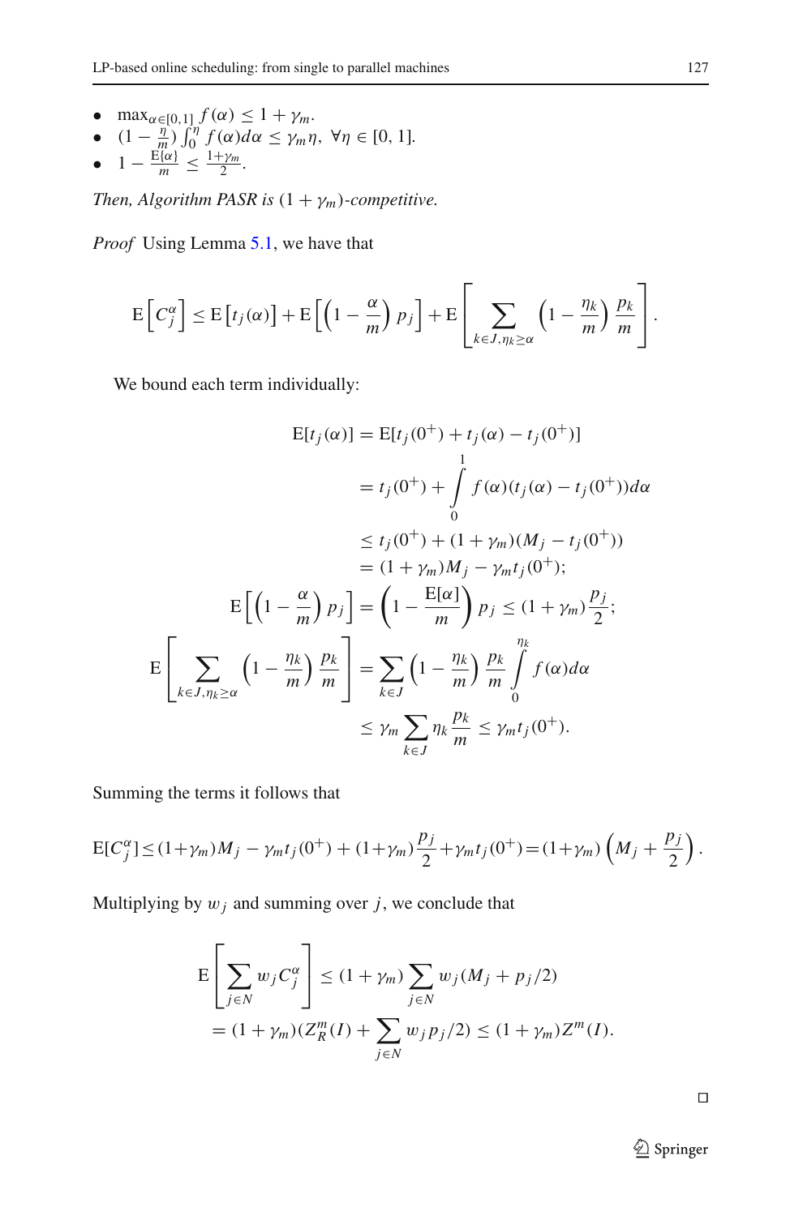- $\max_{\alpha \in [0,1]} f(\alpha) \leq 1 + \gamma_m$.
- $(1 - \frac{\eta}{m}) \int_0^{\eta} f(\alpha) d\alpha \leq \gamma_m \eta, \ \forall \eta \in [0, 1]$.
- $1 - \frac{\mathrm{E}\{\alpha\}}{m} \leq \frac{1+\gamma_m}{2}$.

*Then, Algorithm PASR is $(1 + \gamma_m)$-competitive.*

*Proof* Using Lemma 5.1, we have that

$$\mathrm{E}\left[C_j^{\alpha}\right] \leq \mathrm{E}\left[t_j(\alpha)\right] + \mathrm{E}\left[\left(1 - \frac{\alpha}{m}\right) p_j\right] + \mathrm{E}\left[\sum_{k \in J, \eta_k \geq \alpha} \left(1 - \frac{\eta_k}{m}\right) \frac{p_k}{m}\right].$$

We bound each term individually:

$$\begin{aligned}
\mathrm{E}[t_j(\alpha)] &= \mathrm{E}[t_j(0^+) + t_j(\alpha) - t_j(0^+)] \\
&= t_j(0^+) + \int_0^1 f(\alpha)(t_j(\alpha) - t_j(0^+)) d\alpha \\
&\leq t_j(0^+) + (1 + \gamma_m)(M_j - t_j(0^+)) \\
&= (1 + \gamma_m) M_j - \gamma_m t_j(0^+); \\
\mathrm{E}\left[\left(1 - \frac{\alpha}{m}\right) p_j\right] &= \left(1 - \frac{\mathrm{E}[\alpha]}{m}\right) p_j \leq (1 + \gamma_m) \frac{p_j}{2}; \\
\mathrm{E}\left[\sum_{k \in J, \eta_k \geq \alpha} \left(1 - \frac{\eta_k}{m}\right) \frac{p_k}{m}\right] &= \sum_{k \in J} \left(1 - \frac{\eta_k}{m}\right) \frac{p_k}{m} \int_0^{\eta_k} f(\alpha) d\alpha \\
&\leq \gamma_m \sum_{k \in J} \eta_k \frac{p_k}{m} \leq \gamma_m t_j(0^+).
\end{aligned}$$

Summing the terms it follows that

$$\mathrm{E}[C_j^{\alpha}] \leq (1+\gamma_m) M_j - \gamma_m t_j(0^+) + (1+\gamma_m) \frac{p_j}{2} + \gamma_m t_j(0^+) = (1+\gamma_m) \left(M_j + \frac{p_j}{2}\right).$$

Multiplying by $w_j$ and summing over $j$, we conclude that

$$\begin{aligned}
\mathrm{E}\left[\sum_{j \in N} w_j C_j^{\alpha}\right] &\leq (1 + \gamma_m) \sum_{j \in N} w_j (M_j + p_j/2) \\
&= (1 + \gamma_m)(Z_R^m(I) + \sum_{j \in N} w_j p_j/2) \leq (1 + \gamma_m) Z^m(I).
\end{aligned}$$

□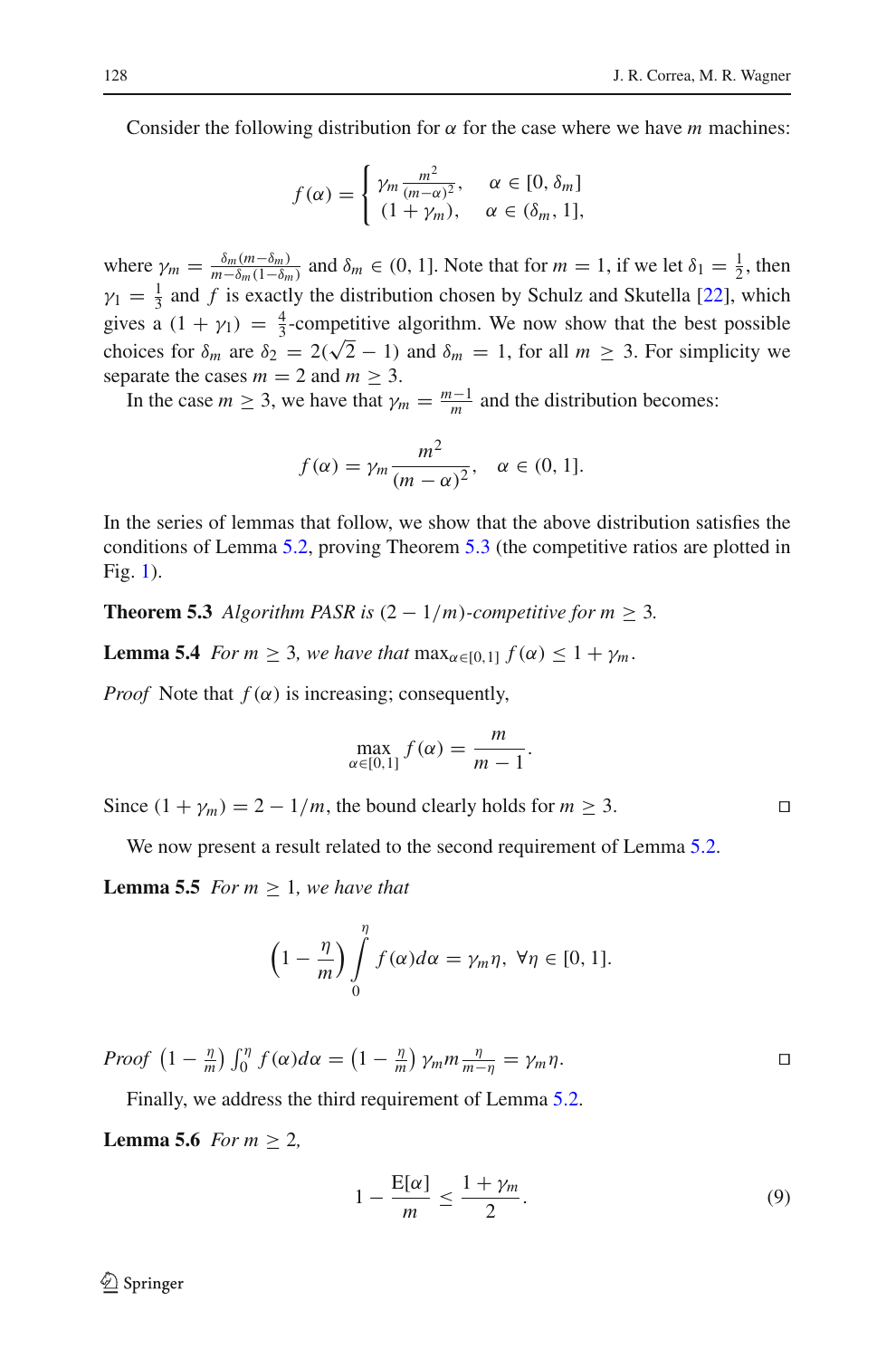Consider the following distribution for $\alpha$ for the case where we have $m$ machines:

$$f(\alpha) = \begin{cases} \gamma_m \frac{m^2}{(m-\alpha)^2}, & \alpha \in [0, \delta_m] \\ (1+\gamma_m), & \alpha \in (\delta_m, 1], \end{cases}$$

where $\gamma_m = \frac{\delta_m(m-\delta_m)}{m-\delta_m(1-\delta_m)}$ and $\delta_m \in (0, 1]$. Note that for $m = 1$, if we let $\delta_1 = \frac{1}{2}$, then $\gamma_1 = \frac{1}{3}$ and $f$ is exactly the distribution chosen by Schulz and Skutella [22], which gives a $(1 + \gamma_1) = \frac{4}{3}$-competitive algorithm. We now show that the best possible choices for $\delta_m$ are $\delta_2 = 2(\sqrt{2} - 1)$ and $\delta_m = 1$, for all $m \geq 3$. For simplicity we separate the cases $m = 2$ and $m \geq 3$.

In the case $m \geq 3$, we have that $\gamma_m = \frac{m-1}{m}$ and the distribution becomes:

$$f(\alpha) = \gamma_m \frac{m^2}{(m-\alpha)^2}, \quad \alpha \in (0, 1].$$

In the series of lemmas that follow, we show that the above distribution satisfies the conditions of Lemma 5.2, proving Theorem 5.3 (the competitive ratios are plotted in Fig. 1).

**Theorem 5.3** *Algorithm PASR is $(2 - 1/m)$-competitive for $m \geq 3$.*

**Lemma 5.4** *For $m \geq 3$, we have that $\max_{\alpha \in [0,1]} f(\alpha) \leq 1 + \gamma_m$.*

*Proof* Note that $f(\alpha)$ is increasing; consequently,

$$\max_{\alpha \in [0,1]} f(\alpha) = \frac{m}{m-1}.$$

Since $(1 + \gamma_m) = 2 - 1/m$, the bound clearly holds for $m \geq 3$. □

We now present a result related to the second requirement of Lemma 5.2.

**Lemma 5.5** *For $m \geq 1$, we have that*

$$\left(1 - \frac{\eta}{m}\right) \int_0^\eta f(\alpha) d\alpha = \gamma_m \eta, \ \forall \eta \in [0, 1].$$

*Proof* $\left(1 - \frac{\eta}{m}\right) \int_0^\eta f(\alpha) d\alpha = \left(1 - \frac{\eta}{m}\right) \gamma_m m \frac{\eta}{m-\eta} = \gamma_m \eta.$ □

Finally, we address the third requirement of Lemma 5.2.

**Lemma 5.6** *For $m \geq 2$,*

$$1 - \frac{\mathrm{E}[\alpha]}{m} \leq \frac{1+\gamma_m}{2}. \tag{9}$$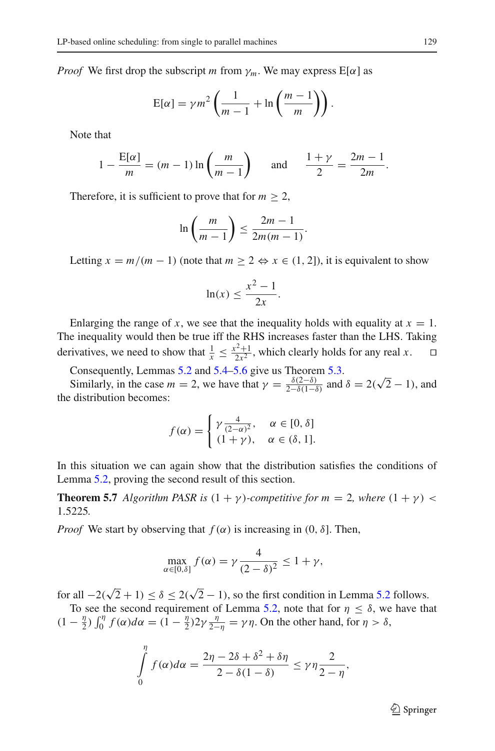*Proof* We first drop the subscript $m$ from $\gamma_m$. We may express $\mathrm{E}[\alpha]$ as

$$\mathrm{E}[\alpha] = \gamma m^2 \left( \frac{1}{m-1} + \ln\left(\frac{m-1}{m}\right)\right).$$

Note that

$$1 - \frac{\mathrm{E}[\alpha]}{m} = (m-1)\ln\left(\frac{m}{m-1}\right) \quad \text{and} \quad \frac{1+\gamma}{2} = \frac{2m-1}{2m}.$$

Therefore, it is sufficient to prove that for $m \geq 2$,

$$\ln\left(\frac{m}{m-1}\right) \leq \frac{2m-1}{2m(m-1)}.$$

Letting $x = m/(m-1)$ (note that $m \geq 2 \Leftrightarrow x \in (1, 2]$), it is equivalent to show

$$\ln(x) \leq \frac{x^2-1}{2x}.$$

Enlarging the range of $x$, we see that the inequality holds with equality at $x = 1$. The inequality would then be true iff the RHS increases faster than the LHS. Taking derivatives, we need to show that $\frac{1}{x} \leq \frac{x^2+1}{2x^2}$, which clearly holds for any real $x$. □

Consequently, Lemmas 5.2 and 5.4–5.6 give us Theorem 5.3.

Similarly, in the case $m = 2$, we have that $\gamma = \frac{\delta(2-\delta)}{2-\delta(1-\delta)}$ and $\delta = 2(\sqrt{2}-1)$, and the distribution becomes:

$$f(\alpha) = \begin{cases} \gamma \frac{4}{(2-\alpha)^2}, & \alpha \in [0, \delta] \\ (1+\gamma), & \alpha \in (\delta, 1]. \end{cases}$$

In this situation we can again show that the distribution satisfies the conditions of Lemma 5.2, proving the second result of this section.

**Theorem 5.7** *Algorithm PASR is* $(1+\gamma)$*-competitive for* $m = 2$*, where* $(1+\gamma) < 1.5225$*.*

*Proof* We start by observing that $f(\alpha)$ is increasing in $(0, \delta]$. Then,

$$\max_{\alpha \in [0,\delta]} f(\alpha) = \gamma \frac{4}{(2-\delta)^2} \leq 1 + \gamma,$$

for all $-2(\sqrt{2}+1) \leq \delta \leq 2(\sqrt{2}-1)$, so the first condition in Lemma 5.2 follows.

To see the second requirement of Lemma 5.2, note that for $\eta \leq \delta$, we have that $(1-\frac{\eta}{2})\int_0^\eta f(\alpha)d\alpha = (1-\frac{\eta}{2})2\gamma\frac{\eta}{2-\eta} = \gamma\eta$. On the other hand, for $\eta > \delta$,

$$\int_0^\eta f(\alpha)d\alpha = \frac{2\eta - 2\delta + \delta^2 + \delta\eta}{2-\delta(1-\delta)} \leq \gamma\eta\frac{2}{2-\eta},$$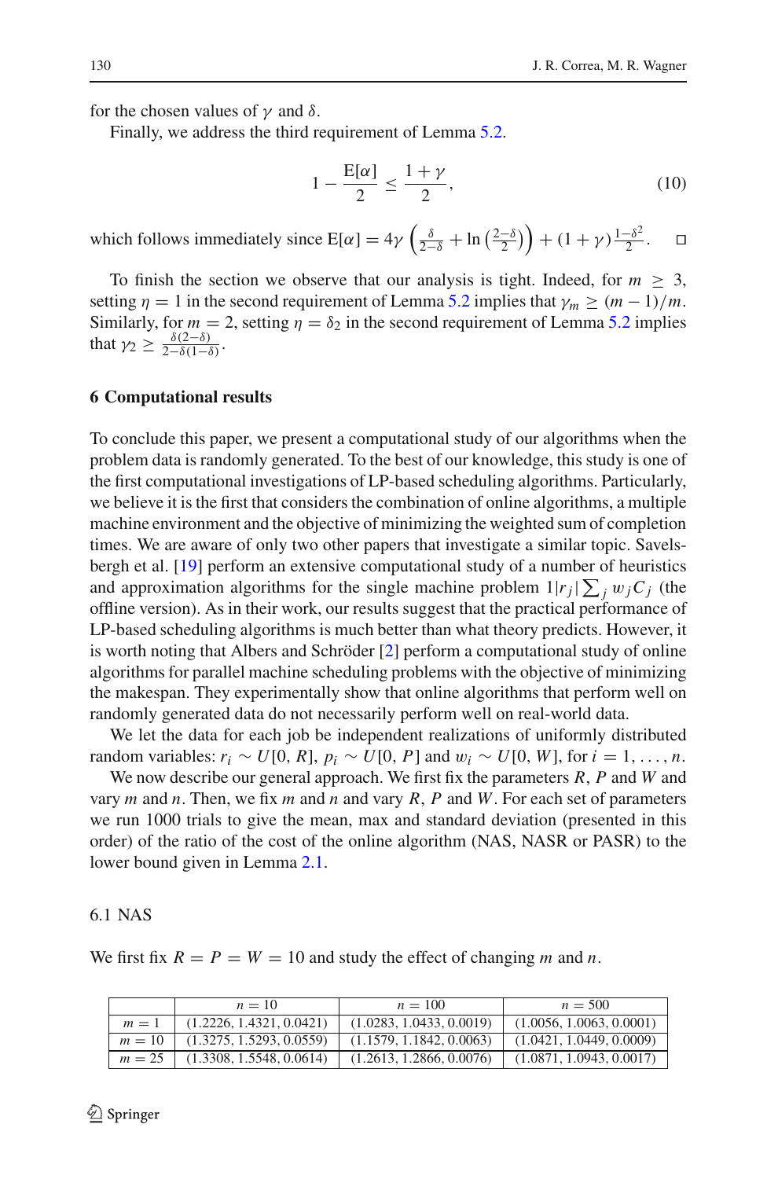for the chosen values of $\gamma$ and $\delta$.

Finally, we address the third requirement of Lemma 5.2.

$$1 - \frac{\mathrm{E}[\alpha]}{2} \leq \frac{1+\gamma}{2}, \tag{10}$$

which follows immediately since $\mathrm{E}[\alpha] = 4\gamma\left(\frac{\delta}{2-\delta} + \ln\left(\frac{2-\delta}{2}\right)\right) + (1+\gamma)\frac{1-\delta^2}{2}$. $\square$

To finish the section we observe that our analysis is tight. Indeed, for $m \geq 3$, setting $\eta = 1$ in the second requirement of Lemma 5.2 implies that $\gamma_m \geq (m-1)/m$. Similarly, for $m = 2$, setting $\eta = \delta_2$ in the second requirement of Lemma 5.2 implies that $\gamma_2 \geq \frac{\delta(2-\delta)}{2-\delta(1-\delta)}$.

## 6 Computational results

To conclude this paper, we present a computational study of our algorithms when the problem data is randomly generated. To the best of our knowledge, this study is one of the first computational investigations of LP-based scheduling algorithms. Particularly, we believe it is the first that considers the combination of online algorithms, a multiple machine environment and the objective of minimizing the weighted sum of completion times. We are aware of only two other papers that investigate a similar topic. Savelsbergh et al. [19] perform an extensive computational study of a number of heuristics and approximation algorithms for the single machine problem $1|r_j|\sum_j w_j C_j$ (the offline version). As in their work, our results suggest that the practical performance of LP-based scheduling algorithms is much better than what theory predicts. However, it is worth noting that Albers and Schröder [2] perform a computational study of online algorithms for parallel machine scheduling problems with the objective of minimizing the makespan. They experimentally show that online algorithms that perform well on randomly generated data do not necessarily perform well on real-world data.

We let the data for each job be independent realizations of uniformly distributed random variables: $r_i \sim U[0, R]$, $p_i \sim U[0, P]$ and $w_i \sim U[0, W]$, for $i = 1, \ldots, n$.

We now describe our general approach. We first fix the parameters $R$, $P$ and $W$ and vary $m$ and $n$. Then, we fix $m$ and $n$ and vary $R$, $P$ and $W$. For each set of parameters we run 1000 trials to give the mean, max and standard deviation (presented in this order) of the ratio of the cost of the online algorithm (NAS, NASR or PASR) to the lower bound given in Lemma 2.1.

### 6.1 NAS

We first fix $R = P = W = 10$ and study the effect of changing $m$ and $n$.

| | $n = 10$ | $n = 100$ | $n = 500$ |
|---|---|---|---|
| $m = 1$ | (1.2226, 1.4321, 0.0421) | (1.0283, 1.0433, 0.0019) | (1.0056, 1.0063, 0.0001) |
| $m = 10$ | (1.3275, 1.5293, 0.0559) | (1.1579, 1.1842, 0.0063) | (1.0421, 1.0449, 0.0009) |
| $m = 25$ | (1.3308, 1.5548, 0.0614) | (1.2613, 1.2866, 0.0076) | (1.0871, 1.0943, 0.0017) |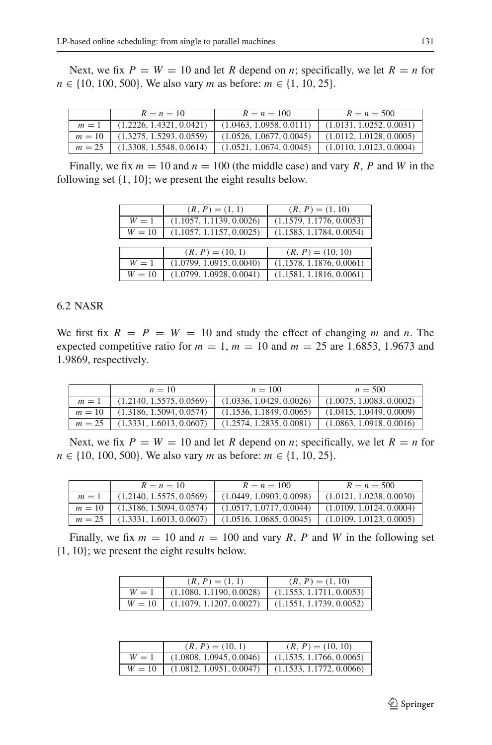Next, we fix $P = W = 10$ and let $R$ depend on $n$; specifically, we let $R = n$ for $n \in \{10, 100, 500\}$. We also vary $m$ as before: $m \in \{1, 10, 25\}$.

| | $R = n = 10$ | $R = n = 100$ | $R = n = 500$ |
|---|---|---|---|
| $m = 1$ | (1.2226, 1.4321, 0.0421) | (1.0463, 1.0958, 0.0111) | (1.0131, 1.0252, 0.0031) |
| $m = 10$ | (1.3275, 1.5293, 0.0559) | (1.0526, 1.0677, 0.0045) | (1.0112, 1.0128, 0.0005) |
| $m = 25$ | (1.3308, 1.5548, 0.0614) | (1.0521, 1.0674, 0.0045) | (1.0110, 1.0123, 0.0004) |

Finally, we fix $m = 10$ and $n = 100$ (the middle case) and vary $R$, $P$ and $W$ in the following set $\{1, 10\}$; we present the eight results below.

| | $(R, P) = (1, 1)$ | $(R, P) = (1, 10)$ |
|---|---|---|
| $W = 1$ | (1.1057, 1.1139, 0.0026) | (1.1579, 1.1776, 0.0053) |
| $W = 10$ | (1.1057, 1.1157, 0.0025) | (1.1583, 1.1784, 0.0054) |

| | $(R, P) = (10, 1)$ | $(R, P) = (10, 10)$ |
|---|---|---|
| $W = 1$ | (1.0799, 1.0915, 0.0040) | (1.1578, 1.1876, 0.0061) |
| $W = 10$ | (1.0799, 1.0928, 0.0041) | (1.1581, 1.1816, 0.0061) |

### 6.2 NASR

We first fix $R = P = W = 10$ and study the effect of changing $m$ and $n$. The expected competitive ratio for $m = 1$, $m = 10$ and $m = 25$ are 1.6853, 1.9673 and 1.9869, respectively.

| | $n = 10$ | $n = 100$ | $n = 500$ |
|---|---|---|---|
| $m = 1$ | (1.2140, 1.5575, 0.0569) | (1.0336, 1.0429, 0.0026) | (1.0075, 1.0083, 0.0002) |
| $m = 10$ | (1.3186, 1.5094, 0.0574) | (1.1536, 1.1849, 0.0065) | (1.0415, 1.0449, 0.0009) |
| $m = 25$ | (1.3331, 1.6013, 0.0607) | (1.2574, 1.2835, 0.0081) | (1.0863, 1.0918, 0.0016) |

Next, we fix $P = W = 10$ and let $R$ depend on $n$; specifically, we let $R = n$ for $n \in \{10, 100, 500\}$. We also vary $m$ as before: $m \in \{1, 10, 25\}$.

| | $R = n = 10$ | $R = n = 100$ | $R = n = 500$ |
|---|---|---|---|
| $m = 1$ | (1.2140, 1.5575, 0.0569) | (1.0449, 1.0903, 0.0098) | (1.0121, 1.0238, 0.0030) |
| $m = 10$ | (1.3186, 1.5094, 0.0574) | (1.0517, 1.0717, 0.0044) | (1.0109, 1.0124, 0.0004) |
| $m = 25$ | (1.3331, 1.6013, 0.0607) | (1.0516, 1.0685, 0.0045) | (1.0109, 1.0123, 0.0005) |

Finally, we fix $m = 10$ and $n = 100$ and vary $R$, $P$ and $W$ in the following set $\{1, 10\}$; we present the eight results below.

| | $(R, P) = (1, 1)$ | $(R, P) = (1, 10)$ |
|---|---|---|
| $W = 1$ | (1.1080, 1.1190, 0.0028) | (1.1553, 1.1711, 0.0053) |
| $W = 10$ | (1.1079, 1.1207, 0.0027) | (1.1551, 1.1739, 0.0052) |

| | $(R, P) = (10, 1)$ | $(R, P) = (10, 10)$ |
|---|---|---|
| $W = 1$ | (1.0808, 1.0945, 0.0046) | (1.1535, 1.1766, 0.0065) |
| $W = 10$ | (1.0812, 1.0951, 0.0047) | (1.1533, 1.1772, 0.0066) |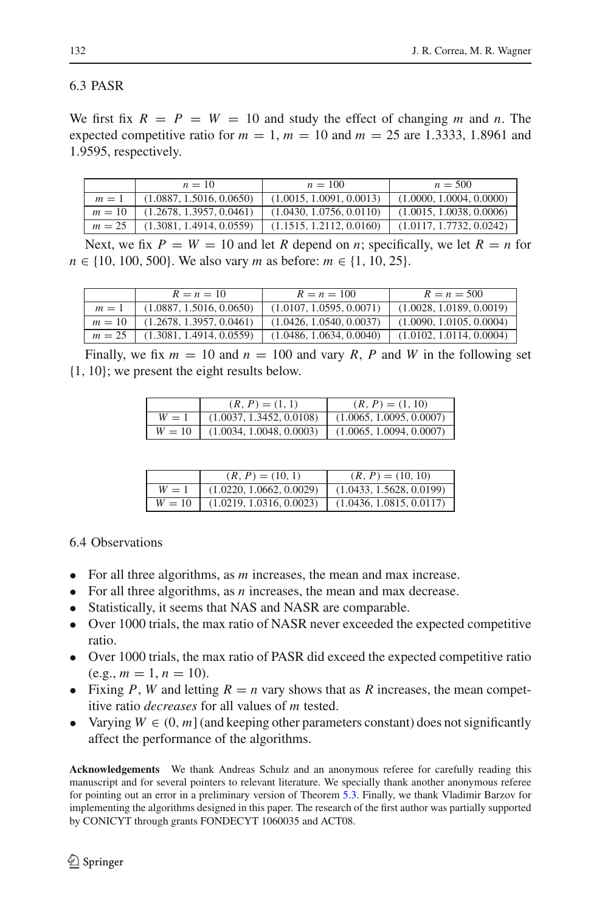### 6.3 PASR

We first fix $R = P = W = 10$ and study the effect of changing $m$ and $n$. The expected competitive ratio for $m = 1$, $m = 10$ and $m = 25$ are 1.3333, 1.8961 and 1.9595, respectively.

| | $n = 10$ | $n = 100$ | $n = 500$ |
|---|---|---|---|
| $m = 1$ | (1.0887, 1.5016, 0.0650) | (1.0015, 1.0091, 0.0013) | (1.0000, 1.0004, 0.0000) |
| $m = 10$ | (1.2678, 1.3957, 0.0461) | (1.0430, 1.0756, 0.0110) | (1.0015, 1.0038, 0.0006) |
| $m = 25$ | (1.3081, 1.4914, 0.0559) | (1.1515, 1.2112, 0.0160) | (1.0117, 1.7732, 0.0242) |

Next, we fix $P = W = 10$ and let $R$ depend on $n$; specifically, we let $R = n$ for $n \in \{10, 100, 500\}$. We also vary $m$ as before: $m \in \{1, 10, 25\}$.

| | $R = n = 10$ | $R = n = 100$ | $R = n = 500$ |
|---|---|---|---|
| $m = 1$ | (1.0887, 1.5016, 0.0650) | (1.0107, 1.0595, 0.0071) | (1.0028, 1.0189, 0.0019) |
| $m = 10$ | (1.2678, 1.3957, 0.0461) | (1.0426, 1.0540, 0.0037) | (1.0090, 1.0105, 0.0004) |
| $m = 25$ | (1.3081, 1.4914, 0.0559) | (1.0486, 1.0634, 0.0040) | (1.0102, 1.0114, 0.0004) |

Finally, we fix $m = 10$ and $n = 100$ and vary $R$, $P$ and $W$ in the following set $\{1, 10\}$; we present the eight results below.

| | $(R, P) = (1, 1)$ | $(R, P) = (1, 10)$ |
|---|---|---|
| $W = 1$ | (1.0037, 1.3452, 0.0108) | (1.0065, 1.0095, 0.0007) |
| $W = 10$ | (1.0034, 1.0048, 0.0003) | (1.0065, 1.0094, 0.0007) |

| | $(R, P) = (10, 1)$ | $(R, P) = (10, 10)$ |
|---|---|---|
| $W = 1$ | (1.0220, 1.0662, 0.0029) | (1.0433, 1.5628, 0.0199) |
| $W = 10$ | (1.0219, 1.0316, 0.0023) | (1.0436, 1.0815, 0.0117) |

### 6.4 Observations

- For all three algorithms, as $m$ increases, the mean and max increase.
- For all three algorithms, as $n$ increases, the mean and max decrease.
- Statistically, it seems that NAS and NASR are comparable.
- Over 1000 trials, the max ratio of NASR never exceeded the expected competitive ratio.
- Over 1000 trials, the max ratio of PASR did exceed the expected competitive ratio (e.g., $m = 1$, $n = 10$).
- Fixing $P$, $W$ and letting $R = n$ vary shows that as $R$ increases, the mean competitive ratio *decreases* for all values of $m$ tested.
- Varying $W \in (0, m]$ (and keeping other parameters constant) does not significantly affect the performance of the algorithms.

**Acknowledgements** We thank Andreas Schulz and an anonymous referee for carefully reading this manuscript and for several pointers to relevant literature. We specially thank another anonymous referee for pointing out an error in a preliminary version of Theorem 5.3. Finally, we thank Vladimir Barzov for implementing the algorithms designed in this paper. The research of the first author was partially supported by CONICYT through grants FONDECYT 1060035 and ACT08.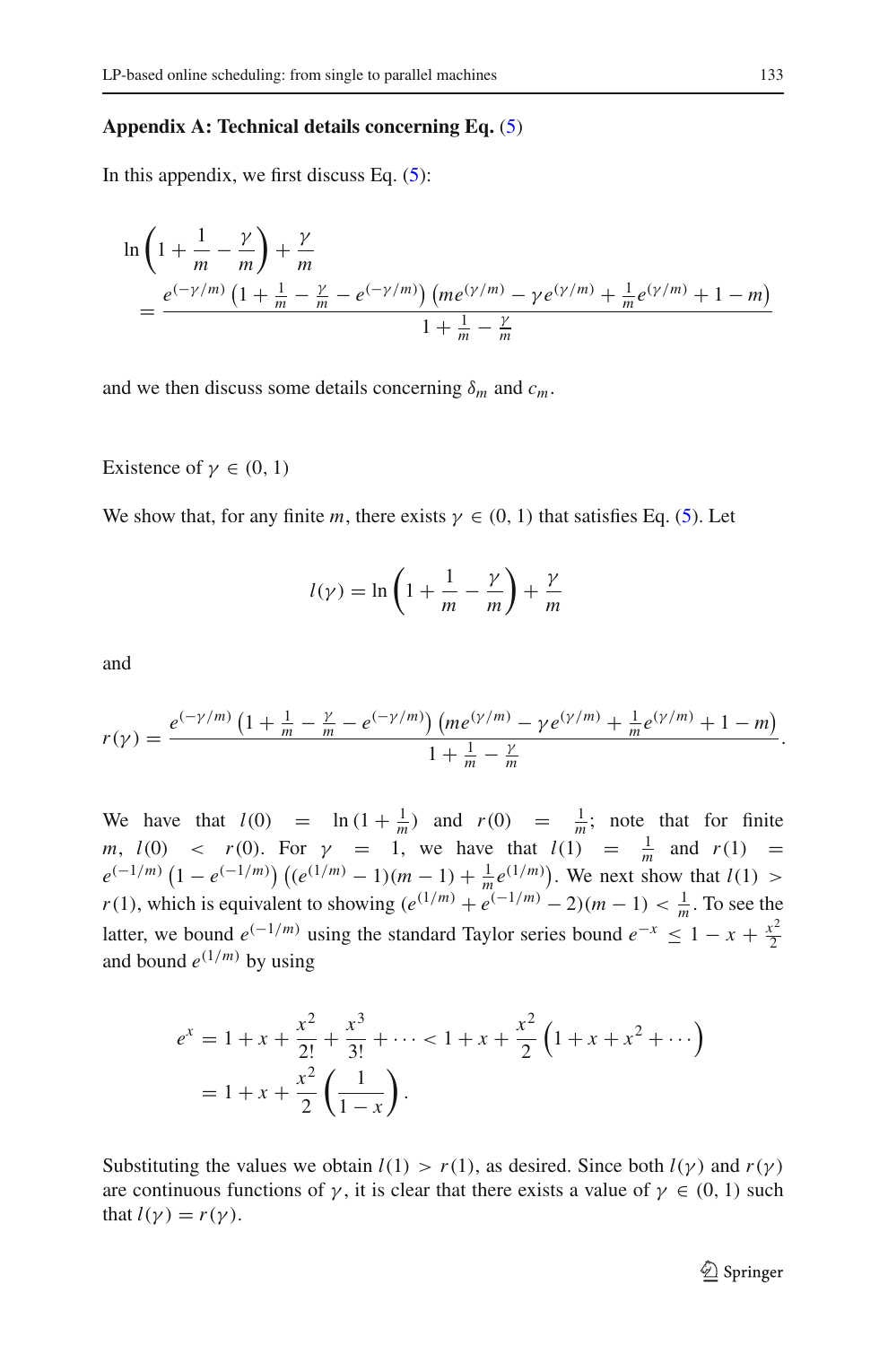## Appendix A: Technical details concerning Eq. (5)

In this appendix, we first discuss Eq. (5):

$$
\ln\left(1+\frac{1}{m}-\frac{\gamma}{m}\right)+\frac{\gamma}{m}
= \frac{e^{(-\gamma/m)}\left(1+\frac{1}{m}-\frac{\gamma}{m}-e^{(-\gamma/m)}\right)\left(me^{(\gamma/m)}-\gamma e^{(\gamma/m)}+\frac{1}{m}e^{(\gamma/m)}+1-m\right)}{1+\frac{1}{m}-\frac{\gamma}{m}}
$$

and we then discuss some details concerning $\delta_m$ and $c_m$.

Existence of $\gamma \in (0, 1)$

We show that, for any finite $m$, there exists $\gamma \in (0, 1)$ that satisfies Eq. (5). Let

$$
l(\gamma) = \ln\left(1+\frac{1}{m}-\frac{\gamma}{m}\right)+\frac{\gamma}{m}
$$

and

$$
r(\gamma) = \frac{e^{(-\gamma/m)}\left(1+\frac{1}{m}-\frac{\gamma}{m}-e^{(-\gamma/m)}\right)\left(me^{(\gamma/m)}-\gamma e^{(\gamma/m)}+\frac{1}{m}e^{(\gamma/m)}+1-m\right)}{1+\frac{1}{m}-\frac{\gamma}{m}}.
$$

We have that $l(0) = \ln(1+\frac{1}{m})$ and $r(0) = \frac{1}{m}$; note that for finite $m$, $l(0) < r(0)$. For $\gamma = 1$, we have that $l(1) = \frac{1}{m}$ and $r(1) = e^{(-1/m)}\left(1-e^{(-1/m)}\right)\left((e^{(1/m)}-1)(m-1)+\frac{1}{m}e^{(1/m)}\right)$. We next show that $l(1) > r(1)$, which is equivalent to showing $(e^{(1/m)}+e^{(-1/m)}-2)(m-1) < \frac{1}{m}$. To see the latter, we bound $e^{(-1/m)}$ using the standard Taylor series bound $e^{-x} \leq 1-x+\frac{x^2}{2}$ and bound $e^{(1/m)}$ by using

$$
\begin{aligned}
e^x &= 1+x+\frac{x^2}{2!}+\frac{x^3}{3!}+\cdots < 1+x+\frac{x^2}{2}\left(1+x+x^2+\cdots\right) \\
&= 1+x+\frac{x^2}{2}\left(\frac{1}{1-x}\right).
\end{aligned}
$$

Substituting the values we obtain $l(1) > r(1)$, as desired. Since both $l(\gamma)$ and $r(\gamma)$ are continuous functions of $\gamma$, it is clear that there exists a value of $\gamma \in (0, 1)$ such that $l(\gamma) = r(\gamma)$.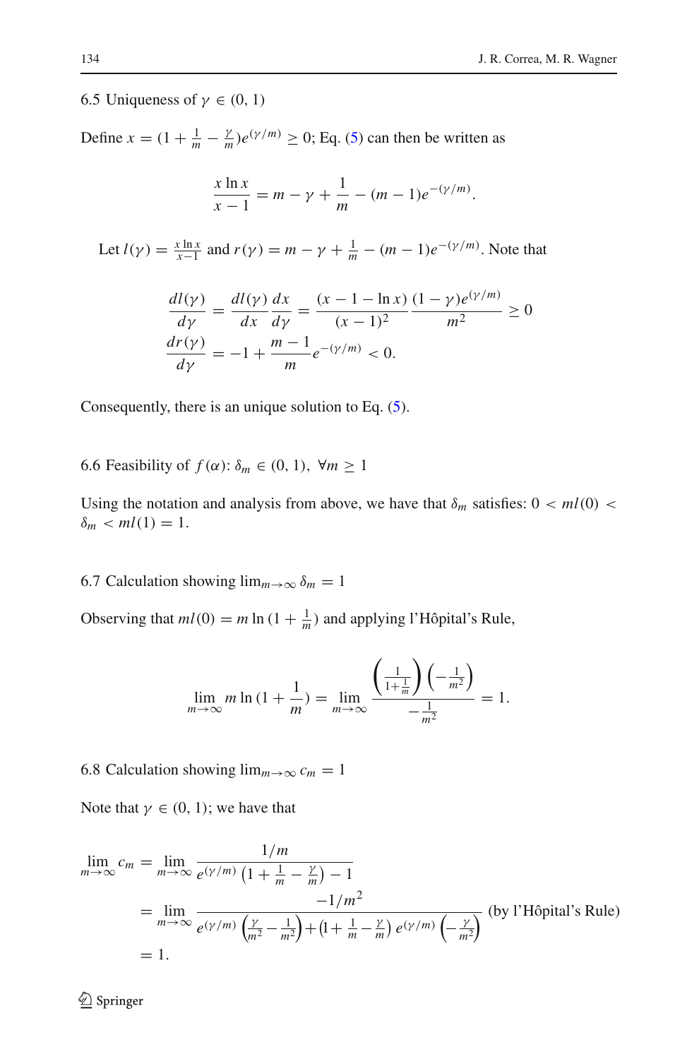### 6.5 Uniqueness of $\gamma \in (0, 1)$

Define $x = (1 + \frac{1}{m} - \frac{\gamma}{m})e^{(\gamma/m)} \geq 0$; Eq. (5) can then be written as

$$\frac{x \ln x}{x - 1} = m - \gamma + \frac{1}{m} - (m - 1)e^{-(\gamma/m)}.$$

Let $l(\gamma) = \frac{x \ln x}{x-1}$ and $r(\gamma) = m - \gamma + \frac{1}{m} - (m-1)e^{-(\gamma/m)}$. Note that

$$\frac{dl(\gamma)}{d\gamma} = \frac{dl(\gamma)}{dx}\frac{dx}{d\gamma} = \frac{(x - 1 - \ln x)}{(x-1)^2}\frac{(1-\gamma)e^{(\gamma/m)}}{m^2} \geq 0$$

$$\frac{dr(\gamma)}{d\gamma} = -1 + \frac{m-1}{m}e^{-(\gamma/m)} < 0.$$

Consequently, there is an unique solution to Eq. (5).

### 6.6 Feasibility of $f(\alpha)$: $\delta_m \in (0, 1), \ \forall m \geq 1$

Using the notation and analysis from above, we have that $\delta_m$ satisfies: $0 < ml(0) < \delta_m < ml(1) = 1$.

### 6.7 Calculation showing $\lim_{m\to\infty} \delta_m = 1$

Observing that $ml(0) = m \ln(1 + \frac{1}{m})$ and applying l'Hôpital's Rule,

$$\lim_{m\to\infty} m \ln(1 + \frac{1}{m}) = \lim_{m\to\infty} \frac{\left(\frac{1}{1+\frac{1}{m}}\right)\left(-\frac{1}{m^2}\right)}{-\frac{1}{m^2}} = 1.$$

### 6.8 Calculation showing $\lim_{m\to\infty} c_m = 1$

Note that $\gamma \in (0, 1)$; we have that

$$\begin{aligned}
\lim_{m\to\infty} c_m &= \lim_{m\to\infty} \frac{1/m}{e^{(\gamma/m)}\left(1 + \frac{1}{m} - \frac{\gamma}{m}\right) - 1} \\
&= \lim_{m\to\infty} \frac{-1/m^2}{e^{(\gamma/m)}\left(\frac{\gamma}{m^2} - \frac{1}{m^2}\right) + \left(1 + \frac{1}{m} - \frac{\gamma}{m}\right)e^{(\gamma/m)}\left(-\frac{\gamma}{m^2}\right)} \quad \text{(by l'Hôpital's Rule)} \\
&= 1.
\end{aligned}$$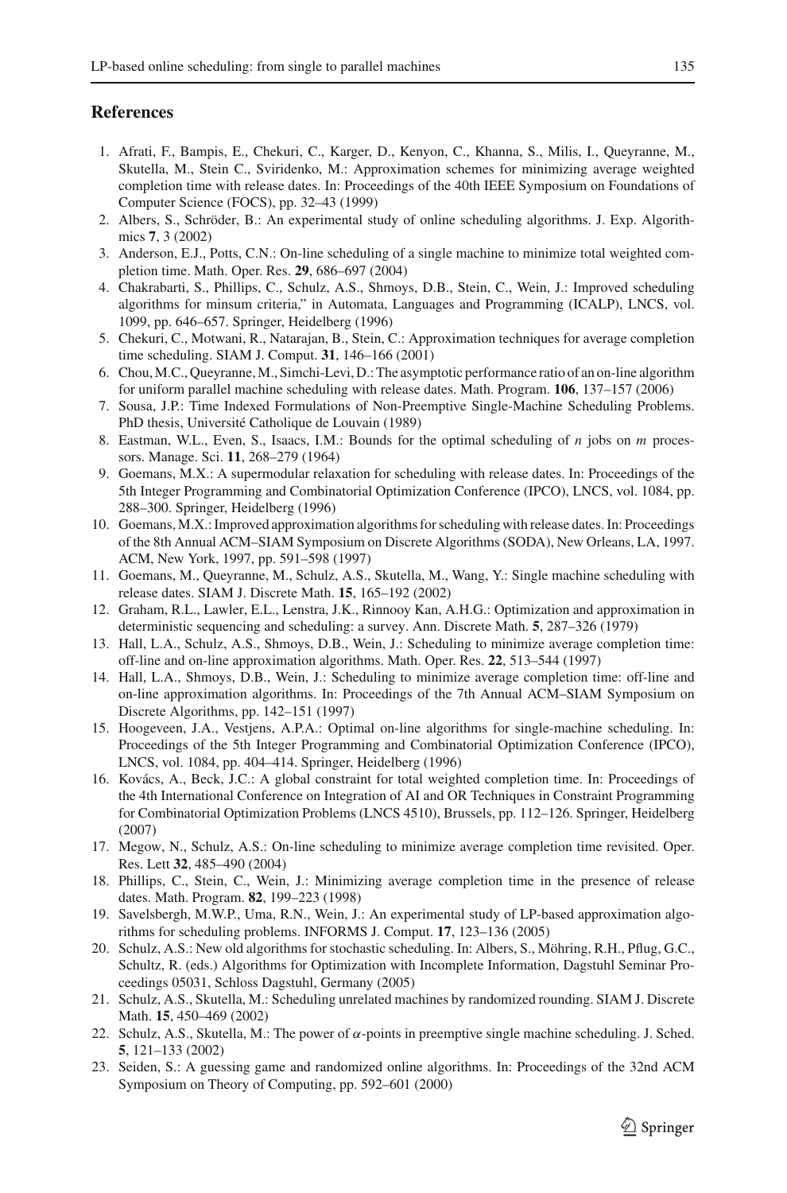## References

1. Afrati, F., Bampis, E., Chekuri, C., Karger, D., Kenyon, C., Khanna, S., Milis, I., Queyranne, M., Skutella, M., Stein C., Sviridenko, M.: Approximation schemes for minimizing average weighted completion time with release dates. In: Proceedings of the 40th IEEE Symposium on Foundations of Computer Science (FOCS), pp. 32–43 (1999)
2. Albers, S., Schröder, B.: An experimental study of online scheduling algorithms. J. Exp. Algorithmics **7**, 3 (2002)
3. Anderson, E.J., Potts, C.N.: On-line scheduling of a single machine to minimize total weighted completion time. Math. Oper. Res. **29**, 686–697 (2004)
4. Chakrabarti, S., Phillips, C., Schulz, A.S., Shmoys, D.B., Stein, C., Wein, J.: Improved scheduling algorithms for minsum criteria," in Automata, Languages and Programming (ICALP), LNCS, vol. 1099, pp. 646–657. Springer, Heidelberg (1996)
5. Chekuri, C., Motwani, R., Natarajan, B., Stein, C.: Approximation techniques for average completion time scheduling. SIAM J. Comput. **31**, 146–166 (2001)
6. Chou, M.C., Queyranne, M., Simchi-Levi, D.: The asymptotic performance ratio of an on-line algorithm for uniform parallel machine scheduling with release dates. Math. Program. **106**, 137–157 (2006)
7. Sousa, J.P.: Time Indexed Formulations of Non-Preemptive Single-Machine Scheduling Problems. PhD thesis, Université Catholique de Louvain (1989)
8. Eastman, W.L., Even, S., Isaacs, I.M.: Bounds for the optimal scheduling of $n$ jobs on $m$ processors. Manage. Sci. **11**, 268–279 (1964)
9. Goemans, M.X.: A supermodular relaxation for scheduling with release dates. In: Proceedings of the 5th Integer Programming and Combinatorial Optimization Conference (IPCO), LNCS, vol. 1084, pp. 288–300. Springer, Heidelberg (1996)
10. Goemans, M.X.: Improved approximation algorithms for scheduling with release dates. In: Proceedings of the 8th Annual ACM–SIAM Symposium on Discrete Algorithms (SODA), New Orleans, LA, 1997. ACM, New York, 1997, pp. 591–598 (1997)
11. Goemans, M., Queyranne, M., Schulz, A.S., Skutella, M., Wang, Y.: Single machine scheduling with release dates. SIAM J. Discrete Math. **15**, 165–192 (2002)
12. Graham, R.L., Lawler, E.L., Lenstra, J.K., Rinnooy Kan, A.H.G.: Optimization and approximation in deterministic sequencing and scheduling: a survey. Ann. Discrete Math. **5**, 287–326 (1979)
13. Hall, L.A., Schulz, A.S., Shmoys, D.B., Wein, J.: Scheduling to minimize average completion time: off-line and on-line approximation algorithms. Math. Oper. Res. **22**, 513–544 (1997)
14. Hall, L.A., Shmoys, D.B., Wein, J.: Scheduling to minimize average completion time: off-line and on-line approximation algorithms. In: Proceedings of the 7th Annual ACM–SIAM Symposium on Discrete Algorithms, pp. 142–151 (1997)
15. Hoogeveen, J.A., Vestjens, A.P.A.: Optimal on-line algorithms for single-machine scheduling. In: Proceedings of the 5th Integer Programming and Combinatorial Optimization Conference (IPCO), LNCS, vol. 1084, pp. 404–414. Springer, Heidelberg (1996)
16. Kovács, A., Beck, J.C.: A global constraint for total weighted completion time. In: Proceedings of the 4th International Conference on Integration of AI and OR Techniques in Constraint Programming for Combinatorial Optimization Problems (LNCS 4510), Brussels, pp. 112–126. Springer, Heidelberg (2007)
17. Megow, N., Schulz, A.S.: On-line scheduling to minimize average completion time revisited. Oper. Res. Lett **32**, 485–490 (2004)
18. Phillips, C., Stein, C., Wein, J.: Minimizing average completion time in the presence of release dates. Math. Program. **82**, 199–223 (1998)
19. Savelsbergh, M.W.P., Uma, R.N., Wein, J.: An experimental study of LP-based approximation algorithms for scheduling problems. INFORMS J. Comput. **17**, 123–136 (2005)
20. Schulz, A.S.: New old algorithms for stochastic scheduling. In: Albers, S., Möhring, R.H., Pflug, G.C., Schultz, R. (eds.) Algorithms for Optimization with Incomplete Information, Dagstuhl Seminar Proceedings 05031, Schloss Dagstuhl, Germany (2005)
21. Schulz, A.S., Skutella, M.: Scheduling unrelated machines by randomized rounding. SIAM J. Discrete Math. **15**, 450–469 (2002)
22. Schulz, A.S., Skutella, M.: The power of $\alpha$-points in preemptive single machine scheduling. J. Sched. **5**, 121–133 (2002)
23. Seiden, S.: A guessing game and randomized online algorithms. In: Proceedings of the 32nd ACM Symposium on Theory of Computing, pp. 592–601 (2000)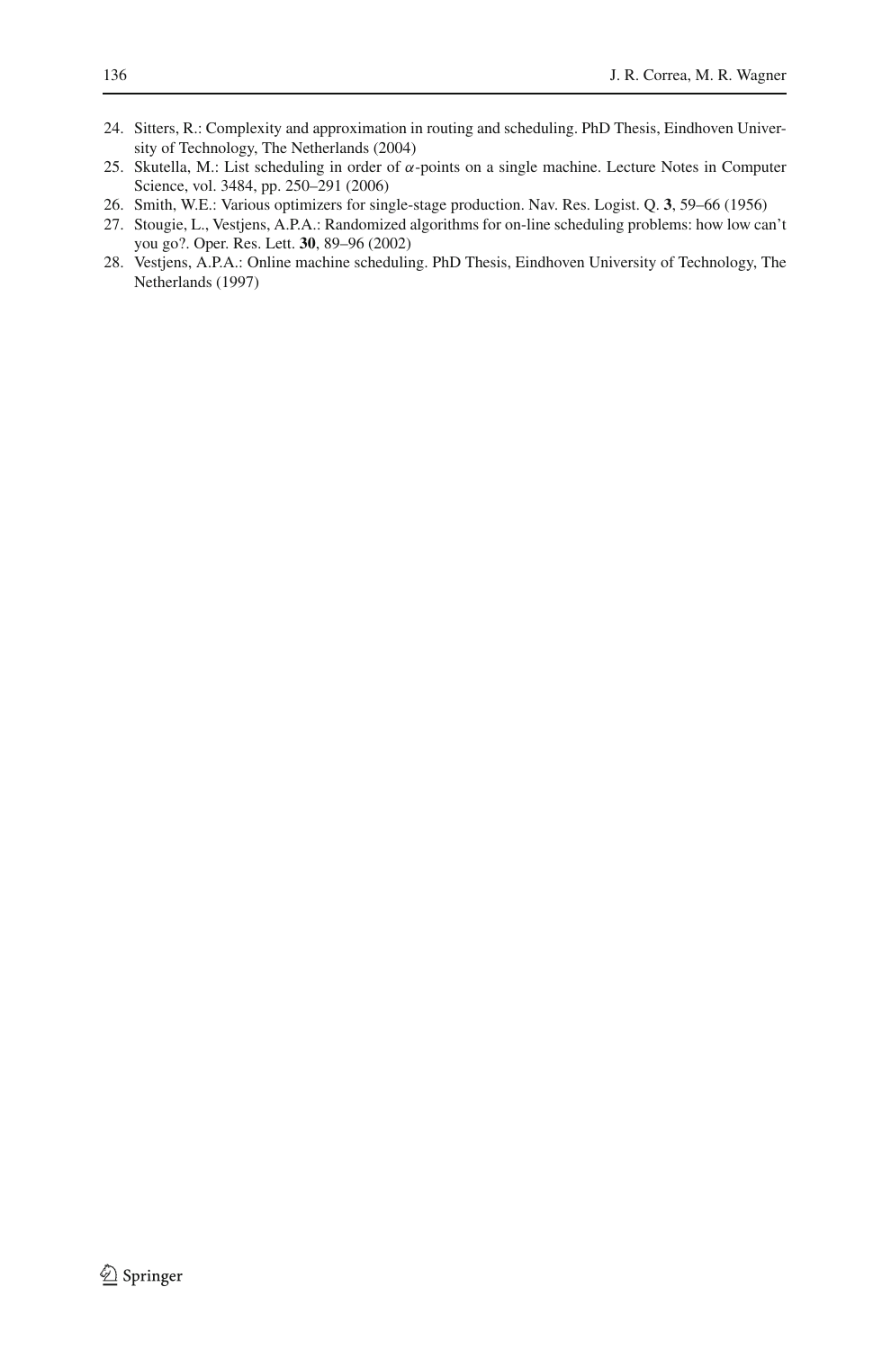24. Sitters, R.: Complexity and approximation in routing and scheduling. PhD Thesis, Eindhoven University of Technology, The Netherlands (2004)
25. Skutella, M.: List scheduling in order of $\alpha$-points on a single machine. Lecture Notes in Computer Science, vol. 3484, pp. 250–291 (2006)
26. Smith, W.E.: Various optimizers for single-stage production. Nav. Res. Logist. Q. **3**, 59–66 (1956)
27. Stougie, L., Vestjens, A.P.A.: Randomized algorithms for on-line scheduling problems: how low can't you go?. Oper. Res. Lett. **30**, 89–96 (2002)
28. Vestjens, A.P.A.: Online machine scheduling. PhD Thesis, Eindhoven University of Technology, The Netherlands (1997)